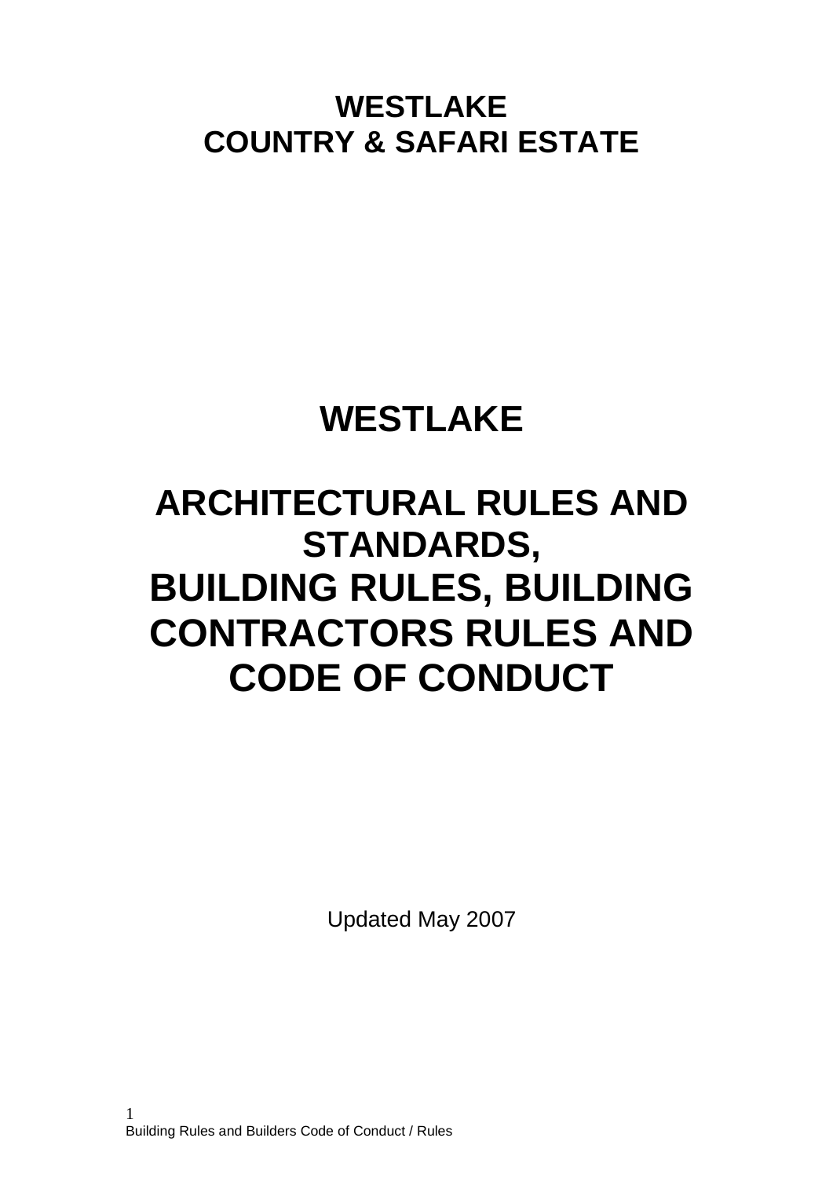# WESTLAKE
# COUNTRY & SAFARI ESTATE

# WESTLAKE

# ARCHITECTURAL RULES AND STANDARDS, BUILDING RULES, BUILDING CONTRACTORS RULES AND CODE OF CONDUCT

Updated May 2007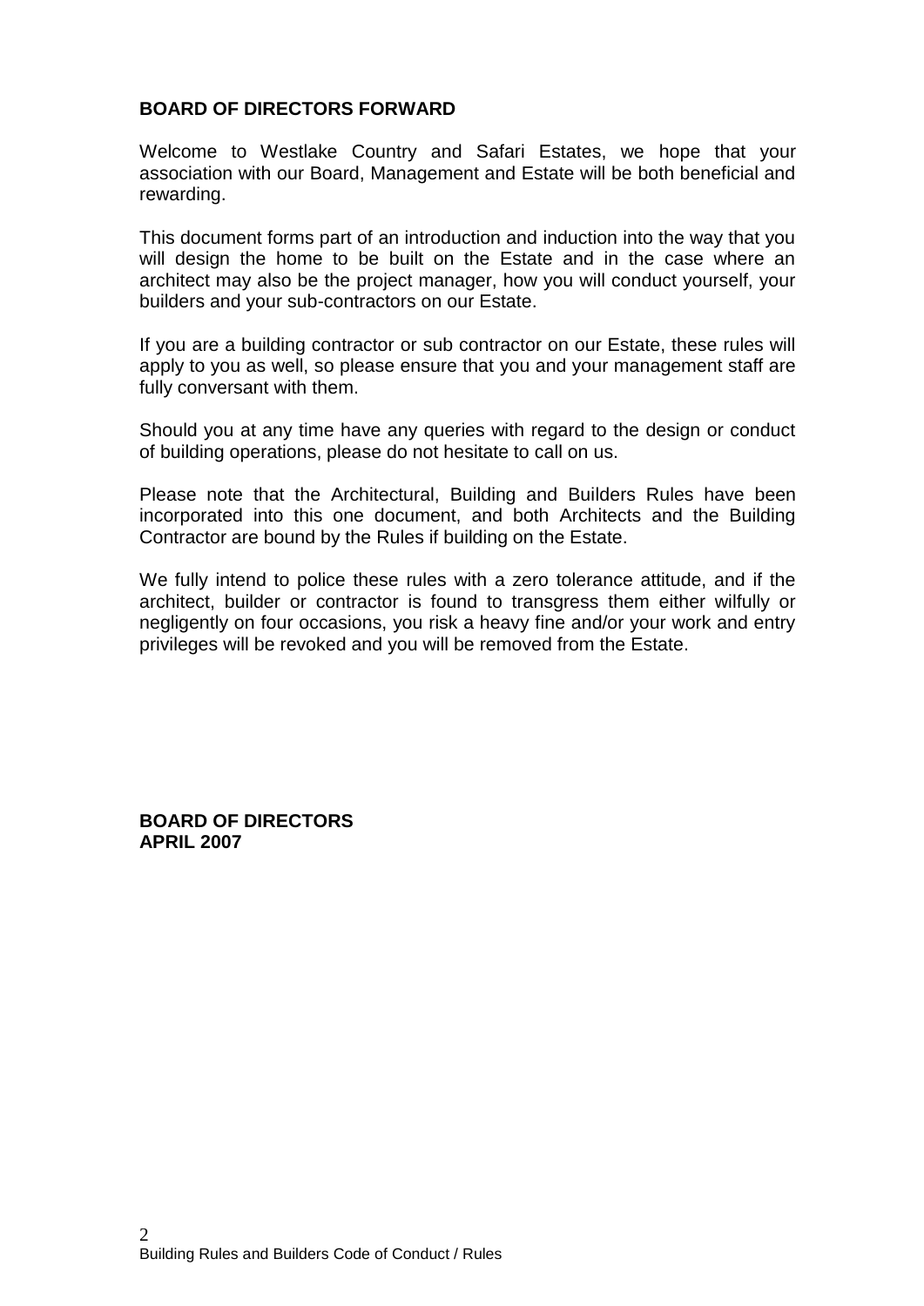## BOARD OF DIRECTORS FORWARD

Welcome to Westlake Country and Safari Estates, we hope that your association with our Board, Management and Estate will be both beneficial and rewarding.

This document forms part of an introduction and induction into the way that you will design the home to be built on the Estate and in the case where an architect may also be the project manager, how you will conduct yourself, your builders and your sub-contractors on our Estate.

If you are a building contractor or sub contractor on our Estate, these rules will apply to you as well, so please ensure that you and your management staff are fully conversant with them.

Should you at any time have any queries with regard to the design or conduct of building operations, please do not hesitate to call on us.

Please note that the Architectural, Building and Builders Rules have been incorporated into this one document, and both Architects and the Building Contractor are bound by the Rules if building on the Estate.

We fully intend to police these rules with a zero tolerance attitude, and if the architect, builder or contractor is found to transgress them either wilfully or negligently on four occasions, you risk a heavy fine and/or your work and entry privileges will be revoked and you will be removed from the Estate.

**BOARD OF DIRECTORS**
**APRIL 2007**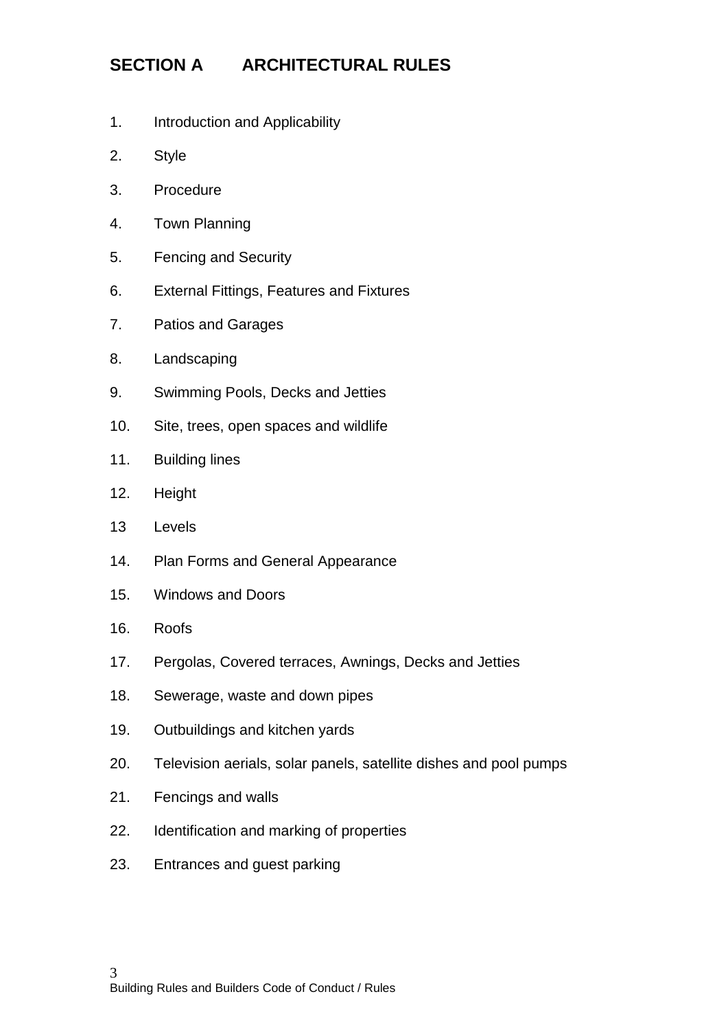## SECTION A ARCHITECTURAL RULES

1. Introduction and Applicability
2. Style
3. Procedure
4. Town Planning
5. Fencing and Security
6. External Fittings, Features and Fixtures
7. Patios and Garages
8. Landscaping
9. Swimming Pools, Decks and Jetties
10. Site, trees, open spaces and wildlife
11. Building lines
12. Height
13. Levels
14. Plan Forms and General Appearance
15. Windows and Doors
16. Roofs
17. Pergolas, Covered terraces, Awnings, Decks and Jetties
18. Sewerage, waste and down pipes
19. Outbuildings and kitchen yards
20. Television aerials, solar panels, satellite dishes and pool pumps
21. Fencings and walls
22. Identification and marking of properties
23. Entrances and guest parking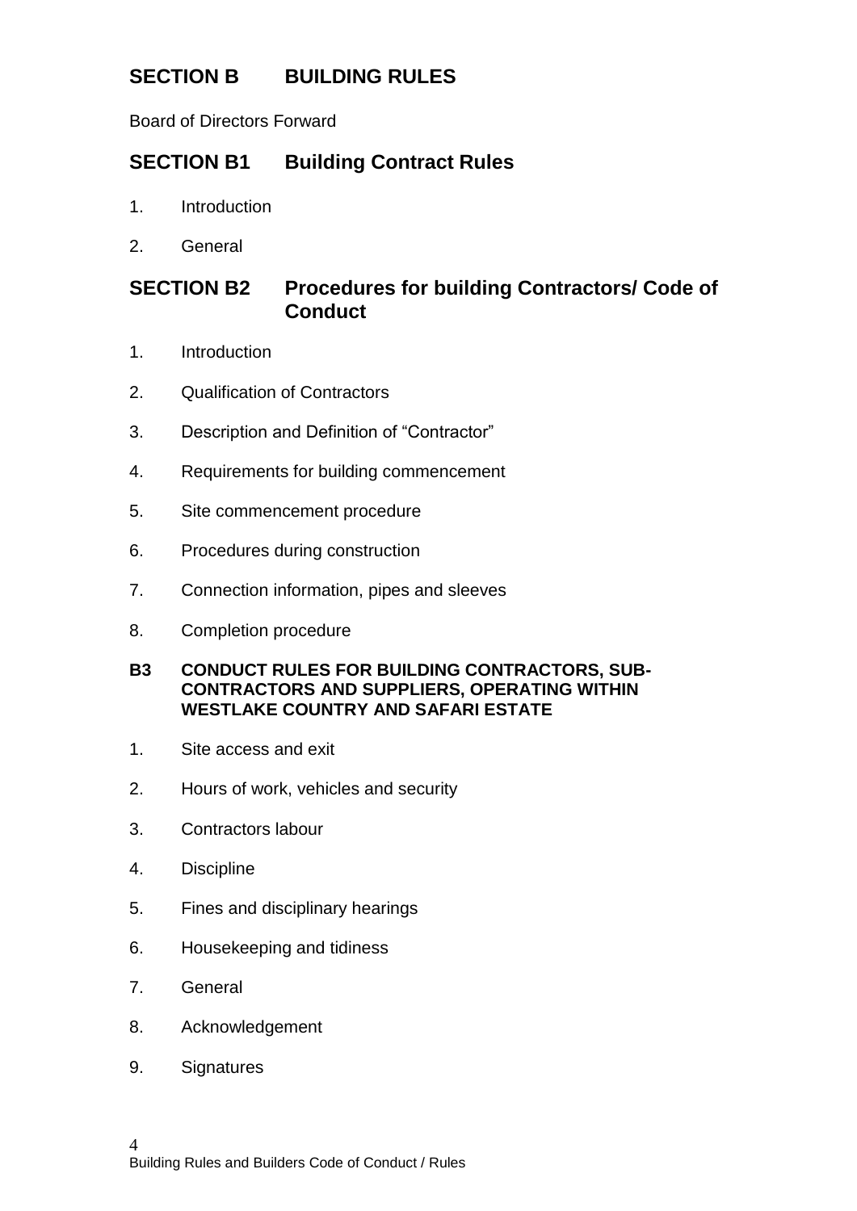## SECTION B BUILDING RULES

Board of Directors Forward

## SECTION B1 Building Contract Rules

1. Introduction
2. General

## SECTION B2 Procedures for building Contractors/ Code of Conduct

1. Introduction
2. Qualification of Contractors
3. Description and Definition of "Contractor"
4. Requirements for building commencement
5. Site commencement procedure
6. Procedures during construction
7. Connection information, pipes and sleeves
8. Completion procedure

### B3 CONDUCT RULES FOR BUILDING CONTRACTORS, SUB-CONTRACTORS AND SUPPLIERS, OPERATING WITHIN WESTLAKE COUNTRY AND SAFARI ESTATE

1. Site access and exit
2. Hours of work, vehicles and security
3. Contractors labour
4. Discipline
5. Fines and disciplinary hearings
6. Housekeeping and tidiness
7. General
8. Acknowledgement
9. Signatures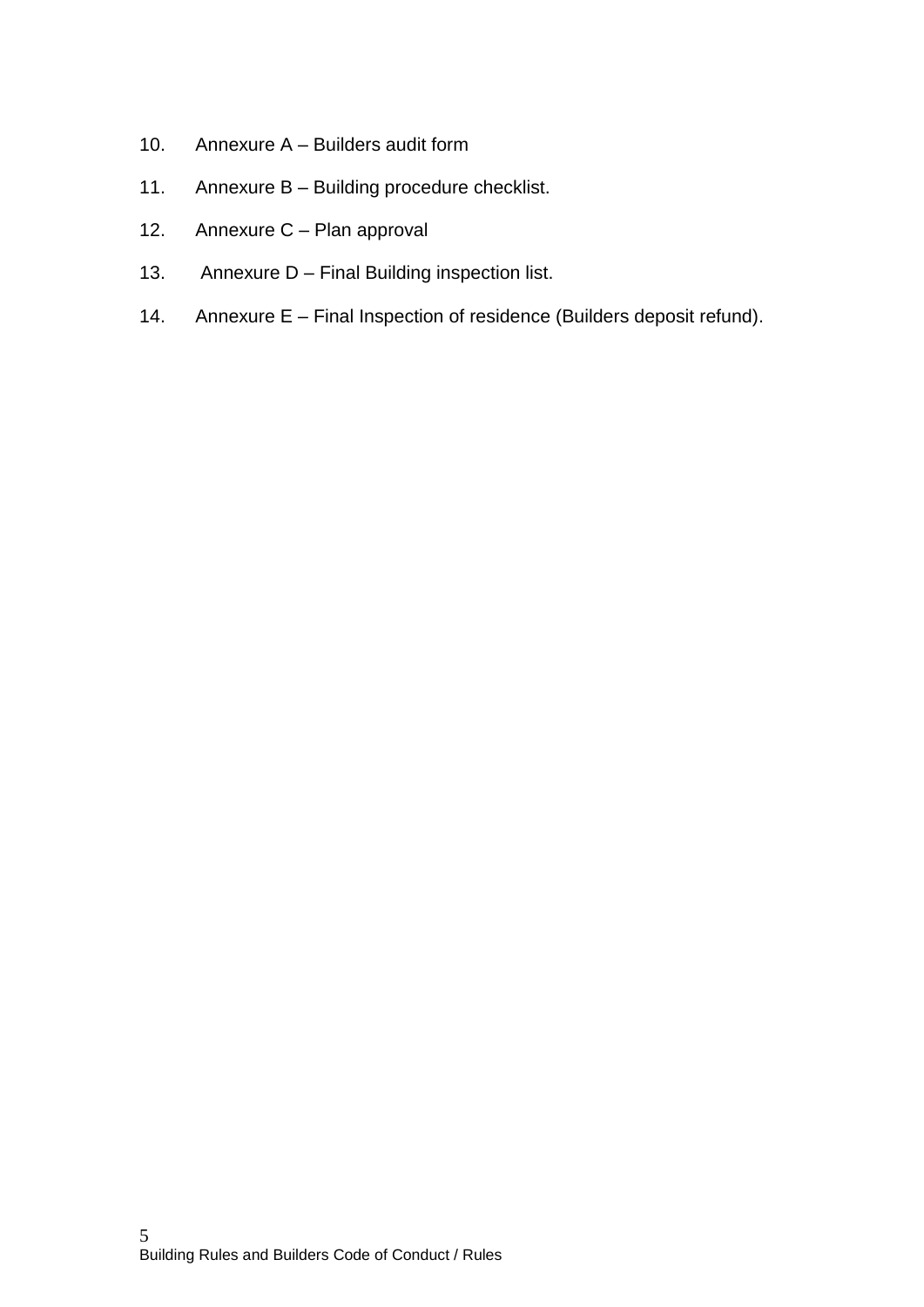10. Annexure A – Builders audit form
11. Annexure B – Building procedure checklist.
12. Annexure C – Plan approval
13. Annexure D – Final Building inspection list.
14. Annexure E – Final Inspection of residence (Builders deposit refund).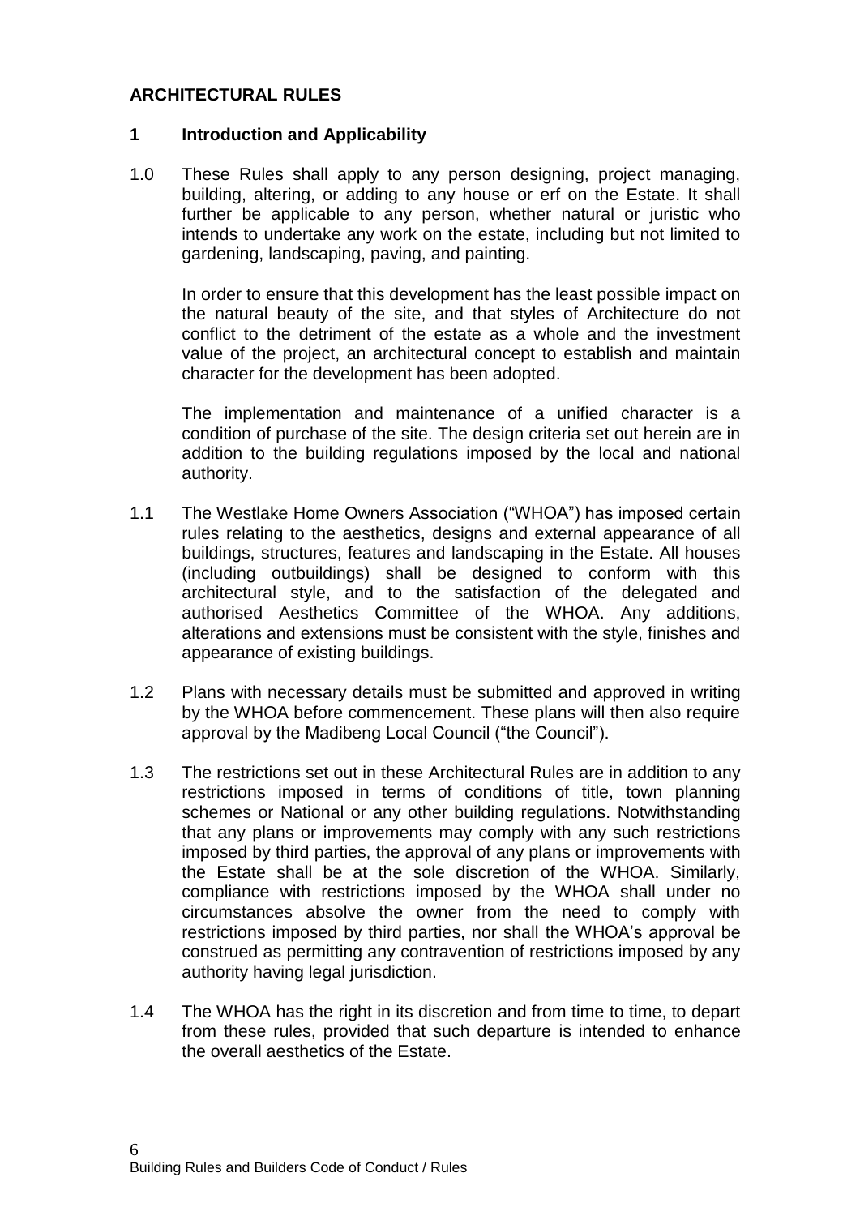## ARCHITECTURAL RULES

### 1 Introduction and Applicability

1.0 These Rules shall apply to any person designing, project managing, building, altering, or adding to any house or erf on the Estate. It shall further be applicable to any person, whether natural or juristic who intends to undertake any work on the estate, including but not limited to gardening, landscaping, paving, and painting.

In order to ensure that this development has the least possible impact on the natural beauty of the site, and that styles of Architecture do not conflict to the detriment of the estate as a whole and the investment value of the project, an architectural concept to establish and maintain character for the development has been adopted.

The implementation and maintenance of a unified character is a condition of purchase of the site. The design criteria set out herein are in addition to the building regulations imposed by the local and national authority.

1.1 The Westlake Home Owners Association ("WHOA") has imposed certain rules relating to the aesthetics, designs and external appearance of all buildings, structures, features and landscaping in the Estate. All houses (including outbuildings) shall be designed to conform with this architectural style, and to the satisfaction of the delegated and authorised Aesthetics Committee of the WHOA. Any additions, alterations and extensions must be consistent with the style, finishes and appearance of existing buildings.

1.2 Plans with necessary details must be submitted and approved in writing by the WHOA before commencement. These plans will then also require approval by the Madibeng Local Council ("the Council").

1.3 The restrictions set out in these Architectural Rules are in addition to any restrictions imposed in terms of conditions of title, town planning schemes or National or any other building regulations. Notwithstanding that any plans or improvements may comply with any such restrictions imposed by third parties, the approval of any plans or improvements with the Estate shall be at the sole discretion of the WHOA. Similarly, compliance with restrictions imposed by the WHOA shall under no circumstances absolve the owner from the need to comply with restrictions imposed by third parties, nor shall the WHOA's approval be construed as permitting any contravention of restrictions imposed by any authority having legal jurisdiction.

1.4 The WHOA has the right in its discretion and from time to time, to depart from these rules, provided that such departure is intended to enhance the overall aesthetics of the Estate.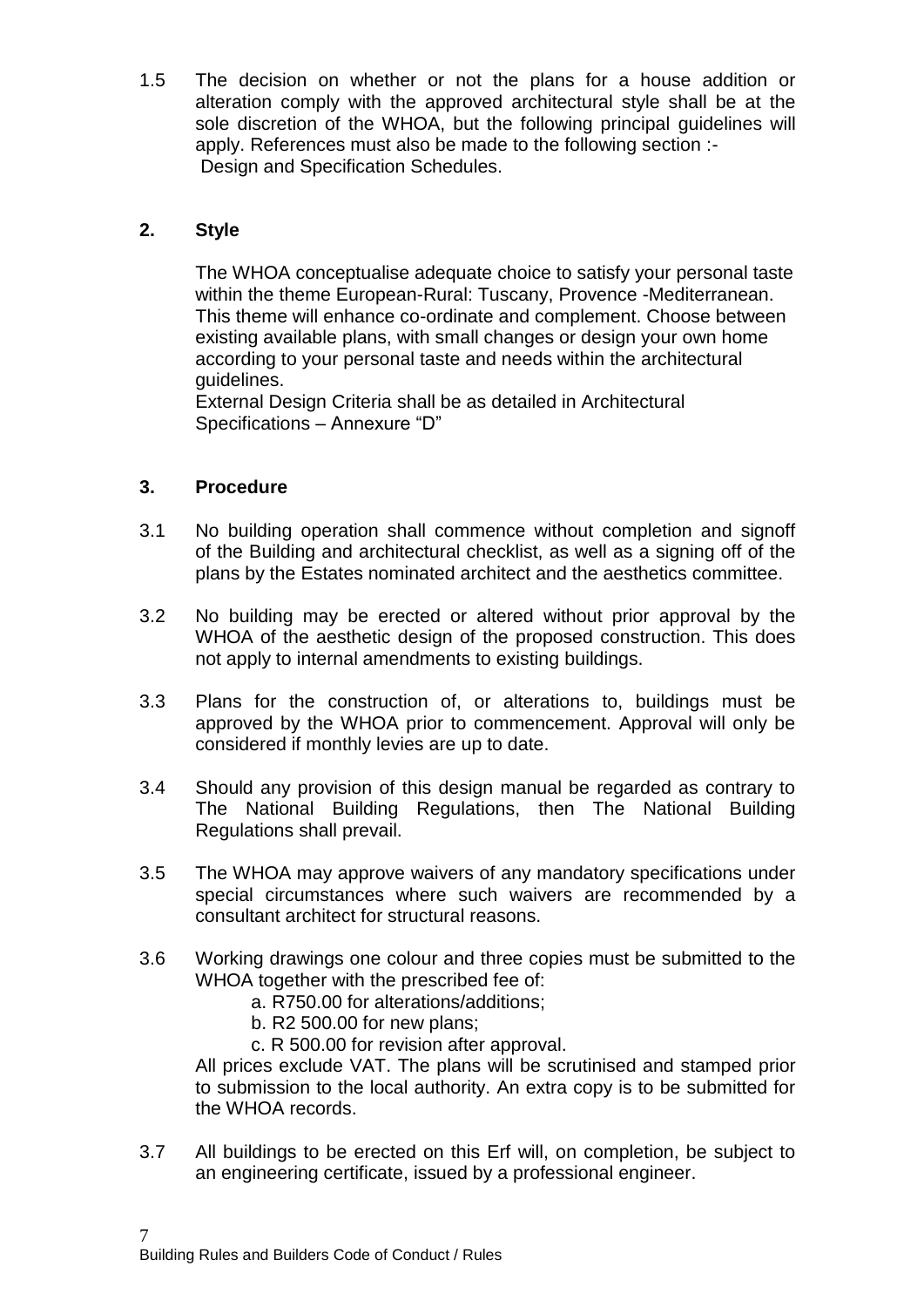1.5 The decision on whether or not the plans for a house addition or alteration comply with the approved architectural style shall be at the sole discretion of the WHOA, but the following principal guidelines will apply. References must also be made to the following section :-
Design and Specification Schedules.

## 2. Style

The WHOA conceptualise adequate choice to satisfy your personal taste within the theme European-Rural: Tuscany, Provence -Mediterranean. This theme will enhance co-ordinate and complement. Choose between existing available plans, with small changes or design your own home according to your personal taste and needs within the architectural guidelines.
External Design Criteria shall be as detailed in Architectural Specifications – Annexure "D"

## 3. Procedure

3.1 No building operation shall commence without completion and signoff of the Building and architectural checklist, as well as a signing off of the plans by the Estates nominated architect and the aesthetics committee.

3.2 No building may be erected or altered without prior approval by the WHOA of the aesthetic design of the proposed construction. This does not apply to internal amendments to existing buildings.

3.3 Plans for the construction of, or alterations to, buildings must be approved by the WHOA prior to commencement. Approval will only be considered if monthly levies are up to date.

3.4 Should any provision of this design manual be regarded as contrary to The National Building Regulations, then The National Building Regulations shall prevail.

3.5 The WHOA may approve waivers of any mandatory specifications under special circumstances where such waivers are recommended by a consultant architect for structural reasons.

3.6 Working drawings one colour and three copies must be submitted to the WHOA together with the prescribed fee of:

   a. R750.00 for alterations/additions;
   b. R2 500.00 for new plans;
   c. R 500.00 for revision after approval.

All prices exclude VAT. The plans will be scrutinised and stamped prior to submission to the local authority. An extra copy is to be submitted for the WHOA records.

3.7 All buildings to be erected on this Erf will, on completion, be subject to an engineering certificate, issued by a professional engineer.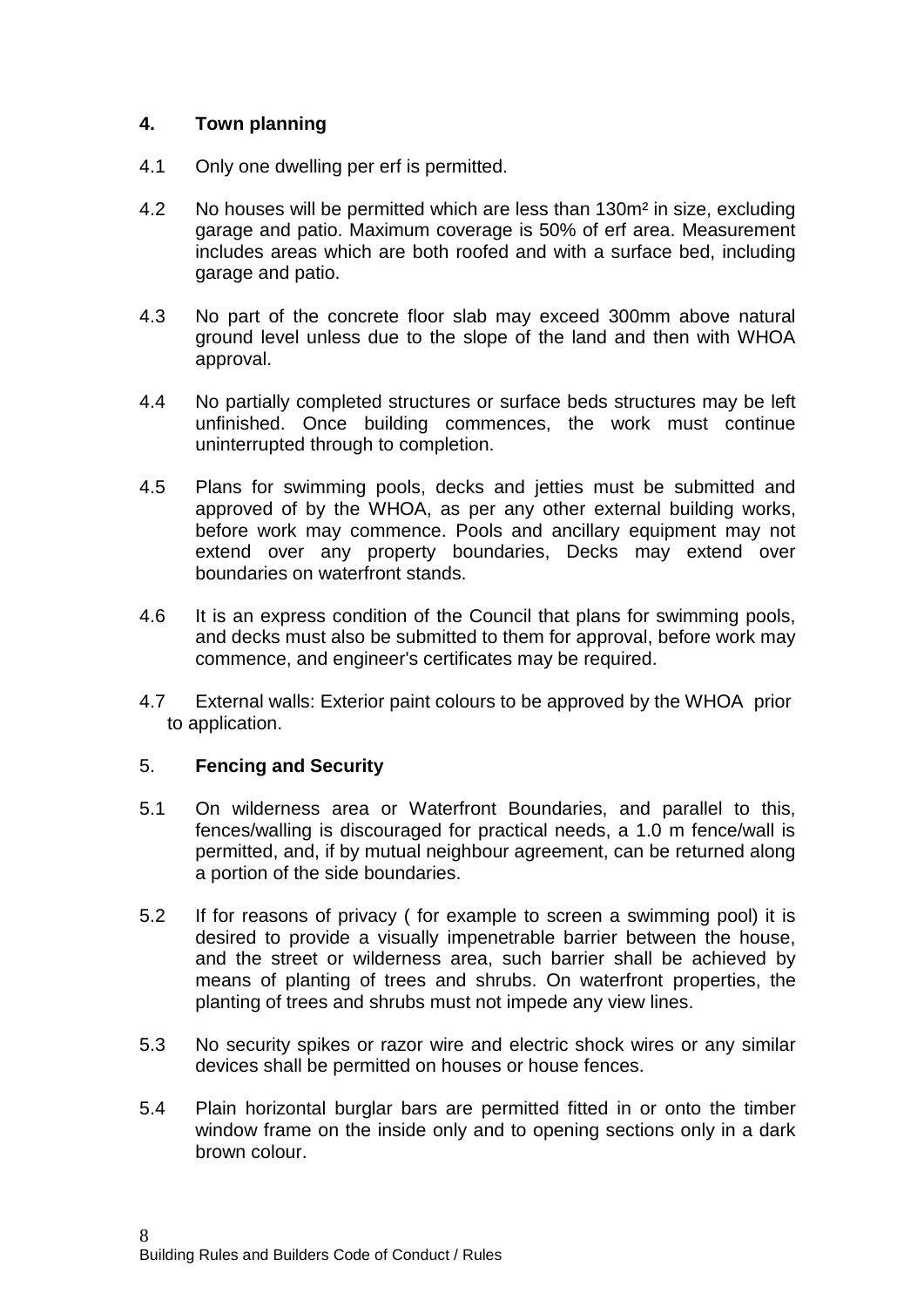## 4. Town planning

4.1 Only one dwelling per erf is permitted.

4.2 No houses will be permitted which are less than 130m² in size, excluding garage and patio. Maximum coverage is 50% of erf area. Measurement includes areas which are both roofed and with a surface bed, including garage and patio.

4.3 No part of the concrete floor slab may exceed 300mm above natural ground level unless due to the slope of the land and then with WHOA approval.

4.4 No partially completed structures or surface beds structures may be left unfinished. Once building commences, the work must continue uninterrupted through to completion.

4.5 Plans for swimming pools, decks and jetties must be submitted and approved of by the WHOA, as per any other external building works, before work may commence. Pools and ancillary equipment may not extend over any property boundaries, Decks may extend over boundaries on waterfront stands.

4.6 It is an express condition of the Council that plans for swimming pools, and decks must also be submitted to them for approval, before work may commence, and engineer's certificates may be required.

4.7 External walls: Exterior paint colours to be approved by the WHOA prior to application.

## 5. Fencing and Security

5.1 On wilderness area or Waterfront Boundaries, and parallel to this, fences/walling is discouraged for practical needs, a 1.0 m fence/wall is permitted, and, if by mutual neighbour agreement, can be returned along a portion of the side boundaries.

5.2 If for reasons of privacy ( for example to screen a swimming pool) it is desired to provide a visually impenetrable barrier between the house, and the street or wilderness area, such barrier shall be achieved by means of planting of trees and shrubs. On waterfront properties, the planting of trees and shrubs must not impede any view lines.

5.3 No security spikes or razor wire and electric shock wires or any similar devices shall be permitted on houses or house fences.

5.4 Plain horizontal burglar bars are permitted fitted in or onto the timber window frame on the inside only and to opening sections only in a dark brown colour.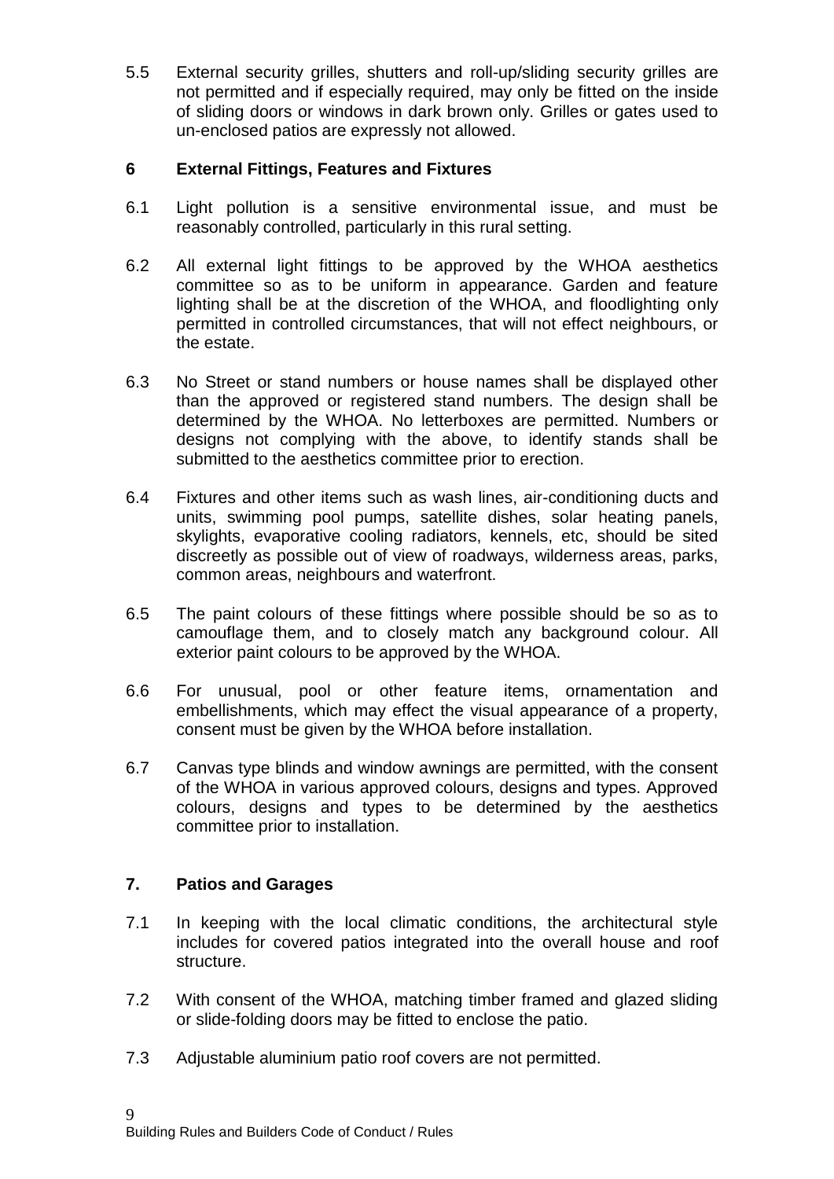5.5 External security grilles, shutters and roll-up/sliding security grilles are not permitted and if especially required, may only be fitted on the inside of sliding doors or windows in dark brown only. Grilles or gates used to un-enclosed patios are expressly not allowed.

## 6 External Fittings, Features and Fixtures

6.1 Light pollution is a sensitive environmental issue, and must be reasonably controlled, particularly in this rural setting.

6.2 All external light fittings to be approved by the WHOA aesthetics committee so as to be uniform in appearance. Garden and feature lighting shall be at the discretion of the WHOA, and floodlighting only permitted in controlled circumstances, that will not effect neighbours, or the estate.

6.3 No Street or stand numbers or house names shall be displayed other than the approved or registered stand numbers. The design shall be determined by the WHOA. No letterboxes are permitted. Numbers or designs not complying with the above, to identify stands shall be submitted to the aesthetics committee prior to erection.

6.4 Fixtures and other items such as wash lines, air-conditioning ducts and units, swimming pool pumps, satellite dishes, solar heating panels, skylights, evaporative cooling radiators, kennels, etc, should be sited discreetly as possible out of view of roadways, wilderness areas, parks, common areas, neighbours and waterfront.

6.5 The paint colours of these fittings where possible should be so as to camouflage them, and to closely match any background colour. All exterior paint colours to be approved by the WHOA.

6.6 For unusual, pool or other feature items, ornamentation and embellishments, which may effect the visual appearance of a property, consent must be given by the WHOA before installation.

6.7 Canvas type blinds and window awnings are permitted, with the consent of the WHOA in various approved colours, designs and types. Approved colours, designs and types to be determined by the aesthetics committee prior to installation.

## 7. Patios and Garages

7.1 In keeping with the local climatic conditions, the architectural style includes for covered patios integrated into the overall house and roof structure.

7.2 With consent of the WHOA, matching timber framed and glazed sliding or slide-folding doors may be fitted to enclose the patio.

7.3 Adjustable aluminium patio roof covers are not permitted.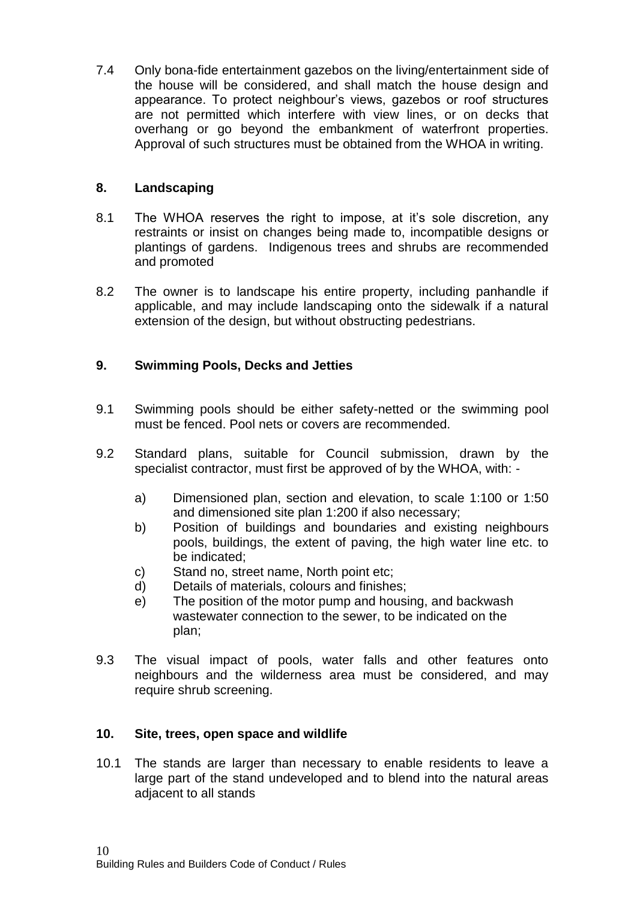7.4 Only bona-fide entertainment gazebos on the living/entertainment side of the house will be considered, and shall match the house design and appearance. To protect neighbour's views, gazebos or roof structures are not permitted which interfere with view lines, or on decks that overhang or go beyond the embankment of waterfront properties. Approval of such structures must be obtained from the WHOA in writing.

## 8. Landscaping

8.1 The WHOA reserves the right to impose, at it's sole discretion, any restraints or insist on changes being made to, incompatible designs or plantings of gardens. Indigenous trees and shrubs are recommended and promoted

8.2 The owner is to landscape his entire property, including panhandle if applicable, and may include landscaping onto the sidewalk if a natural extension of the design, but without obstructing pedestrians.

## 9. Swimming Pools, Decks and Jetties

9.1 Swimming pools should be either safety-netted or the swimming pool must be fenced. Pool nets or covers are recommended.

9.2 Standard plans, suitable for Council submission, drawn by the specialist contractor, must first be approved of by the WHOA, with: -

- a) Dimensioned plan, section and elevation, to scale 1:100 or 1:50 and dimensioned site plan 1:200 if also necessary;
- b) Position of buildings and boundaries and existing neighbours pools, buildings, the extent of paving, the high water line etc. to be indicated;
- c) Stand no, street name, North point etc;
- d) Details of materials, colours and finishes;
- e) The position of the motor pump and housing, and backwash wastewater connection to the sewer, to be indicated on the plan;

9.3 The visual impact of pools, water falls and other features onto neighbours and the wilderness area must be considered, and may require shrub screening.

## 10. Site, trees, open space and wildlife

10.1 The stands are larger than necessary to enable residents to leave a large part of the stand undeveloped and to blend into the natural areas adjacent to all stands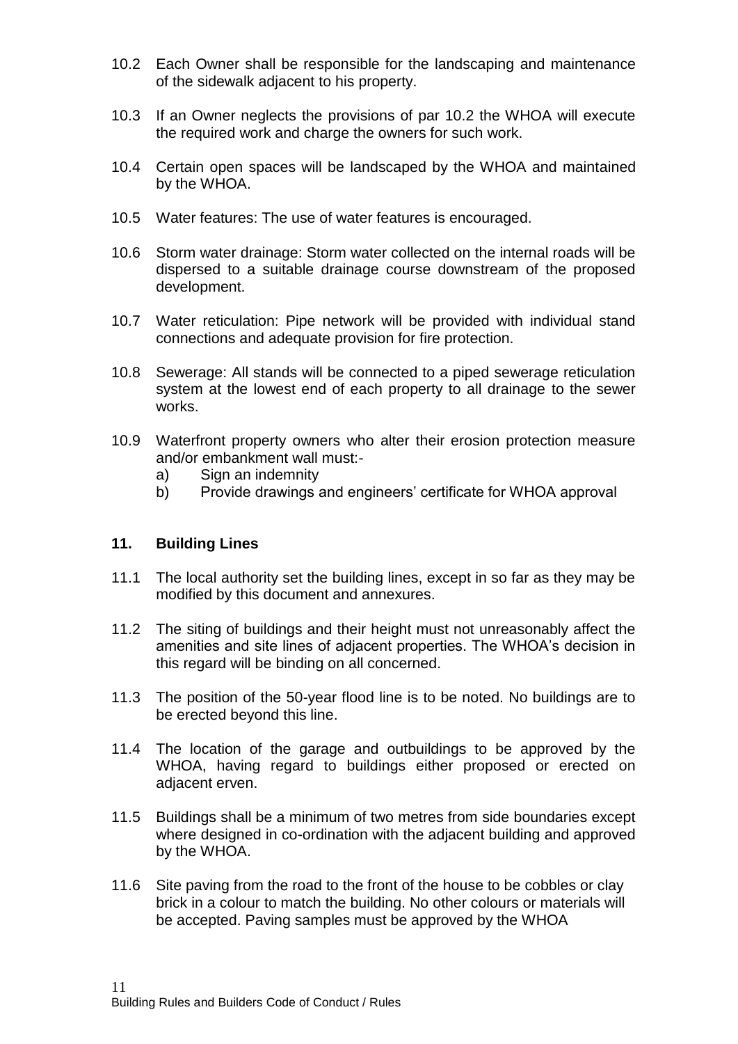10.2 Each Owner shall be responsible for the landscaping and maintenance of the sidewalk adjacent to his property.

10.3 If an Owner neglects the provisions of par 10.2 the WHOA will execute the required work and charge the owners for such work.

10.4 Certain open spaces will be landscaped by the WHOA and maintained by the WHOA.

10.5 Water features: The use of water features is encouraged.

10.6 Storm water drainage: Storm water collected on the internal roads will be dispersed to a suitable drainage course downstream of the proposed development.

10.7 Water reticulation: Pipe network will be provided with individual stand connections and adequate provision for fire protection.

10.8 Sewerage: All stands will be connected to a piped sewerage reticulation system at the lowest end of each property to all drainage to the sewer works.

10.9 Waterfront property owners who alter their erosion protection measure and/or embankment wall must:-
   a) Sign an indemnity
   b) Provide drawings and engineers' certificate for WHOA approval

## 11. Building Lines

11.1 The local authority set the building lines, except in so far as they may be modified by this document and annexures.

11.2 The siting of buildings and their height must not unreasonably affect the amenities and site lines of adjacent properties. The WHOA's decision in this regard will be binding on all concerned.

11.3 The position of the 50-year flood line is to be noted. No buildings are to be erected beyond this line.

11.4 The location of the garage and outbuildings to be approved by the WHOA, having regard to buildings either proposed or erected on adjacent erven.

11.5 Buildings shall be a minimum of two metres from side boundaries except where designed in co-ordination with the adjacent building and approved by the WHOA.

11.6 Site paving from the road to the front of the house to be cobbles or clay brick in a colour to match the building. No other colours or materials will be accepted. Paving samples must be approved by the WHOA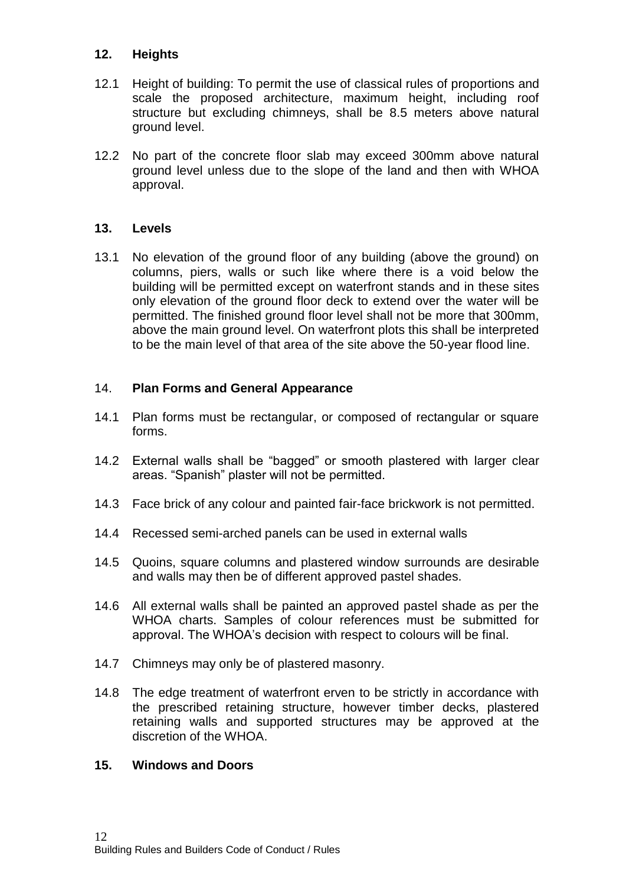## 12. Heights

12.1 Height of building: To permit the use of classical rules of proportions and scale the proposed architecture, maximum height, including roof structure but excluding chimneys, shall be 8.5 meters above natural ground level.

12.2 No part of the concrete floor slab may exceed 300mm above natural ground level unless due to the slope of the land and then with WHOA approval.

## 13. Levels

13.1 No elevation of the ground floor of any building (above the ground) on columns, piers, walls or such like where there is a void below the building will be permitted except on waterfront stands and in these sites only elevation of the ground floor deck to extend over the water will be permitted. The finished ground floor level shall not be more that 300mm, above the main ground level. On waterfront plots this shall be interpreted to be the main level of that area of the site above the 50-year flood line.

## 14. Plan Forms and General Appearance

14.1 Plan forms must be rectangular, or composed of rectangular or square forms.

14.2 External walls shall be "bagged" or smooth plastered with larger clear areas. "Spanish" plaster will not be permitted.

14.3 Face brick of any colour and painted fair-face brickwork is not permitted.

14.4 Recessed semi-arched panels can be used in external walls

14.5 Quoins, square columns and plastered window surrounds are desirable and walls may then be of different approved pastel shades.

14.6 All external walls shall be painted an approved pastel shade as per the WHOA charts. Samples of colour references must be submitted for approval. The WHOA's decision with respect to colours will be final.

14.7 Chimneys may only be of plastered masonry.

14.8 The edge treatment of waterfront erven to be strictly in accordance with the prescribed retaining structure, however timber decks, plastered retaining walls and supported structures may be approved at the discretion of the WHOA.

## 15. Windows and Doors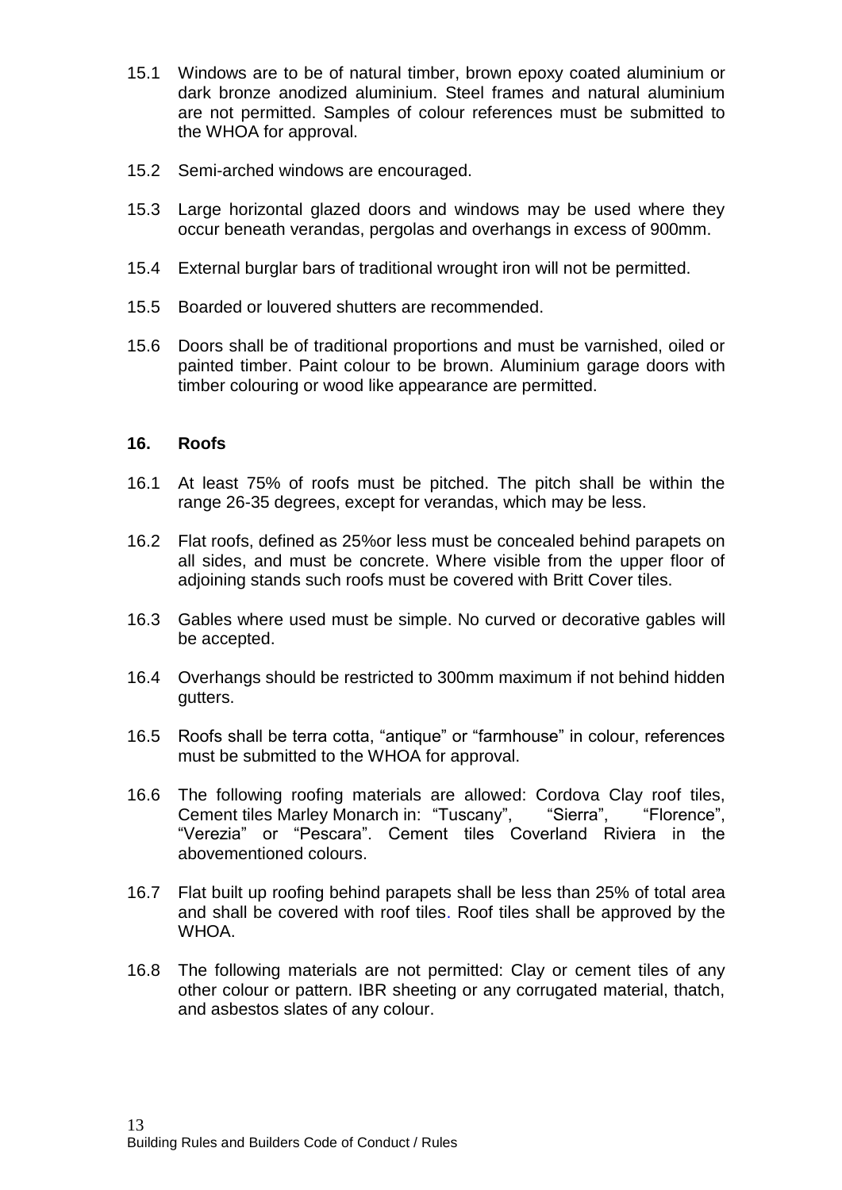15.1 Windows are to be of natural timber, brown epoxy coated aluminium or dark bronze anodized aluminium. Steel frames and natural aluminium are not permitted. Samples of colour references must be submitted to the WHOA for approval.

15.2 Semi-arched windows are encouraged.

15.3 Large horizontal glazed doors and windows may be used where they occur beneath verandas, pergolas and overhangs in excess of 900mm.

15.4 External burglar bars of traditional wrought iron will not be permitted.

15.5 Boarded or louvered shutters are recommended.

15.6 Doors shall be of traditional proportions and must be varnished, oiled or painted timber. Paint colour to be brown. Aluminium garage doors with timber colouring or wood like appearance are permitted.

### 16. Roofs

16.1 At least 75% of roofs must be pitched. The pitch shall be within the range 26-35 degrees, except for verandas, which may be less.

16.2 Flat roofs, defined as 25%or less must be concealed behind parapets on all sides, and must be concrete. Where visible from the upper floor of adjoining stands such roofs must be covered with Britt Cover tiles.

16.3 Gables where used must be simple. No curved or decorative gables will be accepted.

16.4 Overhangs should be restricted to 300mm maximum if not behind hidden gutters.

16.5 Roofs shall be terra cotta, "antique" or "farmhouse" in colour, references must be submitted to the WHOA for approval.

16.6 The following roofing materials are allowed: Cordova Clay roof tiles, Cement tiles Marley Monarch in: "Tuscany", "Sierra", "Florence", "Verezia" or "Pescara". Cement tiles Coverland Riviera in the abovementioned colours.

16.7 Flat built up roofing behind parapets shall be less than 25% of total area and shall be covered with roof tiles. Roof tiles shall be approved by the WHOA.

16.8 The following materials are not permitted: Clay or cement tiles of any other colour or pattern. IBR sheeting or any corrugated material, thatch, and asbestos slates of any colour.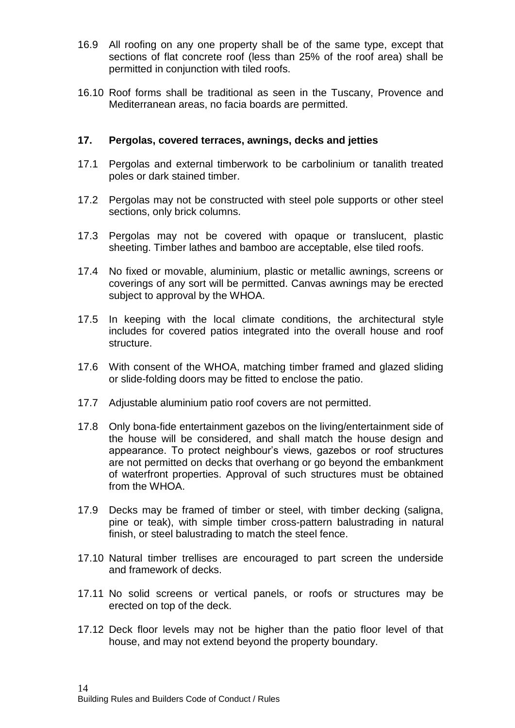16.9 All roofing on any one property shall be of the same type, except that sections of flat concrete roof (less than 25% of the roof area) shall be permitted in conjunction with tiled roofs.

16.10 Roof forms shall be traditional as seen in the Tuscany, Provence and Mediterranean areas, no facia boards are permitted.

## 17. Pergolas, covered terraces, awnings, decks and jetties

17.1 Pergolas and external timberwork to be carbolinium or tanalith treated poles or dark stained timber.

17.2 Pergolas may not be constructed with steel pole supports or other steel sections, only brick columns.

17.3 Pergolas may not be covered with opaque or translucent, plastic sheeting. Timber lathes and bamboo are acceptable, else tiled roofs.

17.4 No fixed or movable, aluminium, plastic or metallic awnings, screens or coverings of any sort will be permitted. Canvas awnings may be erected subject to approval by the WHOA.

17.5 In keeping with the local climate conditions, the architectural style includes for covered patios integrated into the overall house and roof structure.

17.6 With consent of the WHOA, matching timber framed and glazed sliding or slide-folding doors may be fitted to enclose the patio.

17.7 Adjustable aluminium patio roof covers are not permitted.

17.8 Only bona-fide entertainment gazebos on the living/entertainment side of the house will be considered, and shall match the house design and appearance. To protect neighbour's views, gazebos or roof structures are not permitted on decks that overhang or go beyond the embankment of waterfront properties. Approval of such structures must be obtained from the WHOA.

17.9 Decks may be framed of timber or steel, with timber decking (saligna, pine or teak), with simple timber cross-pattern balustrading in natural finish, or steel balustrading to match the steel fence.

17.10 Natural timber trellises are encouraged to part screen the underside and framework of decks.

17.11 No solid screens or vertical panels, or roofs or structures may be erected on top of the deck.

17.12 Deck floor levels may not be higher than the patio floor level of that house, and may not extend beyond the property boundary.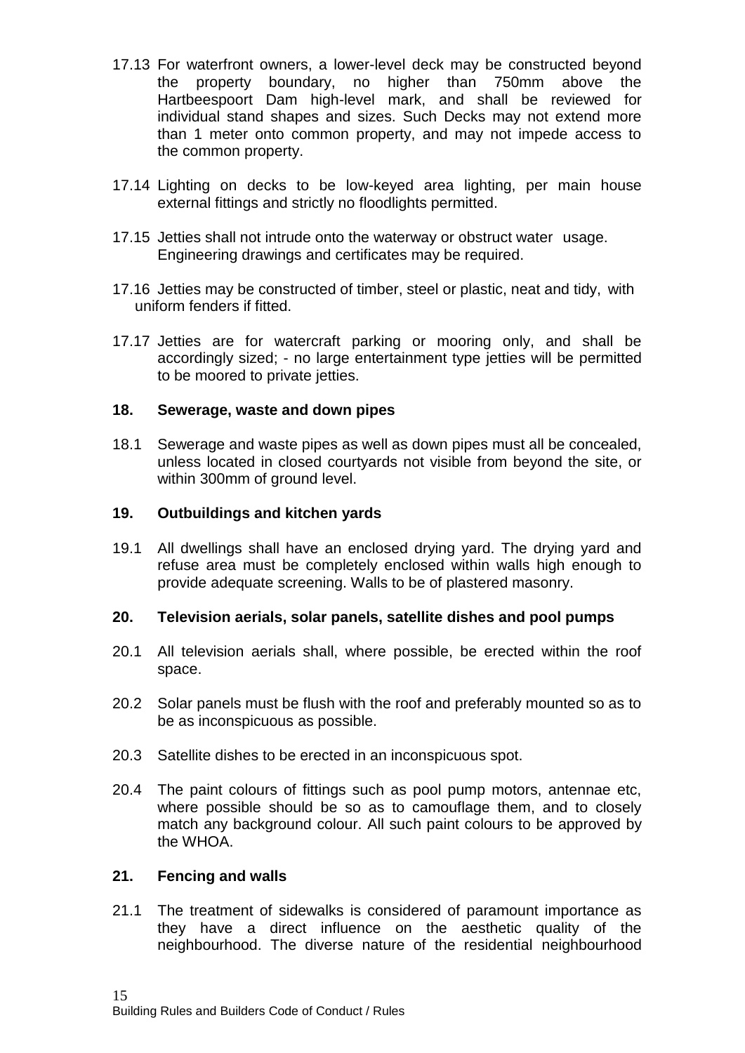17.13 For waterfront owners, a lower-level deck may be constructed beyond the property boundary, no higher than 750mm above the Hartbeespoort Dam high-level mark, and shall be reviewed for individual stand shapes and sizes. Such Decks may not extend more than 1 meter onto common property, and may not impede access to the common property.

17.14 Lighting on decks to be low-keyed area lighting, per main house external fittings and strictly no floodlights permitted.

17.15 Jetties shall not intrude onto the waterway or obstruct water usage. Engineering drawings and certificates may be required.

17.16 Jetties may be constructed of timber, steel or plastic, neat and tidy, with uniform fenders if fitted.

17.17 Jetties are for watercraft parking or mooring only, and shall be accordingly sized; - no large entertainment type jetties will be permitted to be moored to private jetties.

## 18. Sewerage, waste and down pipes

18.1 Sewerage and waste pipes as well as down pipes must all be concealed, unless located in closed courtyards not visible from beyond the site, or within 300mm of ground level.

## 19. Outbuildings and kitchen yards

19.1 All dwellings shall have an enclosed drying yard. The drying yard and refuse area must be completely enclosed within walls high enough to provide adequate screening. Walls to be of plastered masonry.

## 20. Television aerials, solar panels, satellite dishes and pool pumps

20.1 All television aerials shall, where possible, be erected within the roof space.

20.2 Solar panels must be flush with the roof and preferably mounted so as to be as inconspicuous as possible.

20.3 Satellite dishes to be erected in an inconspicuous spot.

20.4 The paint colours of fittings such as pool pump motors, antennae etc, where possible should be so as to camouflage them, and to closely match any background colour. All such paint colours to be approved by the WHOA.

## 21. Fencing and walls

21.1 The treatment of sidewalks is considered of paramount importance as they have a direct influence on the aesthetic quality of the neighbourhood. The diverse nature of the residential neighbourhood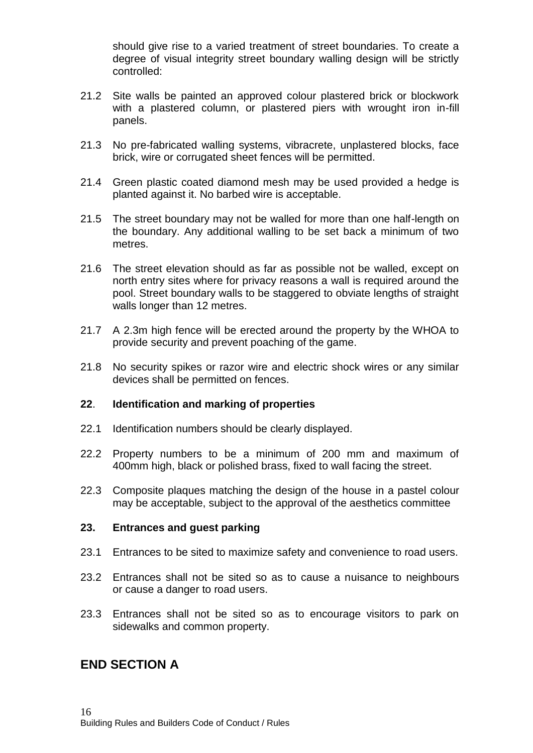should give rise to a varied treatment of street boundaries. To create a degree of visual integrity street boundary walling design will be strictly controlled:

21.2 Site walls be painted an approved colour plastered brick or blockwork with a plastered column, or plastered piers with wrought iron in-fill panels.

21.3 No pre-fabricated walling systems, vibracrete, unplastered blocks, face brick, wire or corrugated sheet fences will be permitted.

21.4 Green plastic coated diamond mesh may be used provided a hedge is planted against it. No barbed wire is acceptable.

21.5 The street boundary may not be walled for more than one half-length on the boundary. Any additional walling to be set back a minimum of two metres.

21.6 The street elevation should as far as possible not be walled, except on north entry sites where for privacy reasons a wall is required around the pool. Street boundary walls to be staggered to obviate lengths of straight walls longer than 12 metres.

21.7 A 2.3m high fence will be erected around the property by the WHOA to provide security and prevent poaching of the game.

21.8 No security spikes or razor wire and electric shock wires or any similar devices shall be permitted on fences.

**22**. **Identification and marking of properties**

22.1 Identification numbers should be clearly displayed.

22.2 Property numbers to be a minimum of 200 mm and maximum of 400mm high, black or polished brass, fixed to wall facing the street.

22.3 Composite plaques matching the design of the house in a pastel colour may be acceptable, subject to the approval of the aesthetics committee

**23. Entrances and guest parking**

23.1 Entrances to be sited to maximize safety and convenience to road users.

23.2 Entrances shall not be sited so as to cause a nuisance to neighbours or cause a danger to road users.

23.3 Entrances shall not be sited so as to encourage visitors to park on sidewalks and common property.

## END SECTION A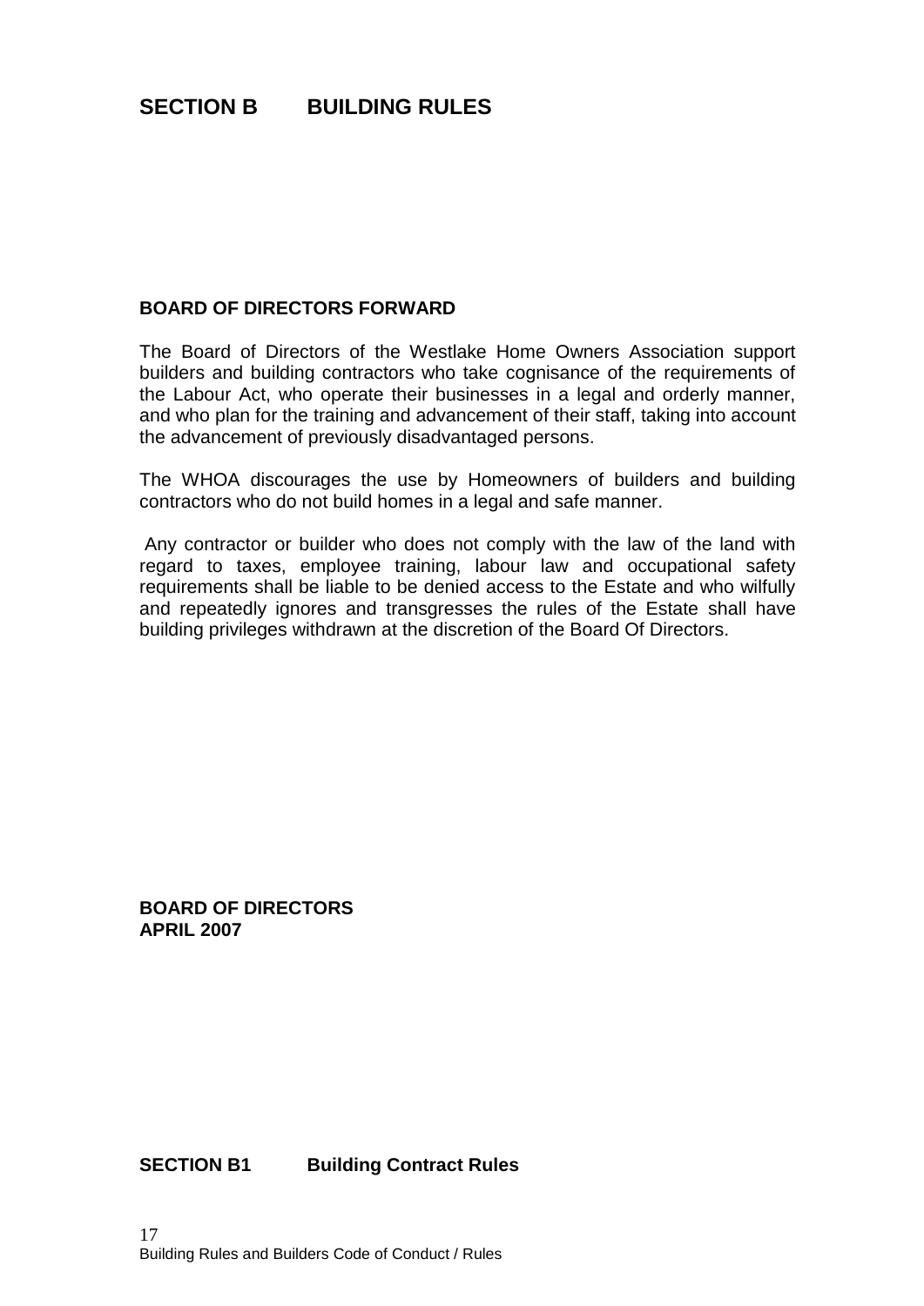# SECTION B BUILDING RULES

## BOARD OF DIRECTORS FORWARD

The Board of Directors of the Westlake Home Owners Association support builders and building contractors who take cognisance of the requirements of the Labour Act, who operate their businesses in a legal and orderly manner, and who plan for the training and advancement of their staff, taking into account the advancement of previously disadvantaged persons.

The WHOA discourages the use by Homeowners of builders and building contractors who do not build homes in a legal and safe manner.

Any contractor or builder who does not comply with the law of the land with regard to taxes, employee training, labour law and occupational safety requirements shall be liable to be denied access to the Estate and who wilfully and repeatedly ignores and transgresses the rules of the Estate shall have building privileges withdrawn at the discretion of the Board Of Directors.

**BOARD OF DIRECTORS**
**APRIL 2007**

## SECTION B1 Building Contract Rules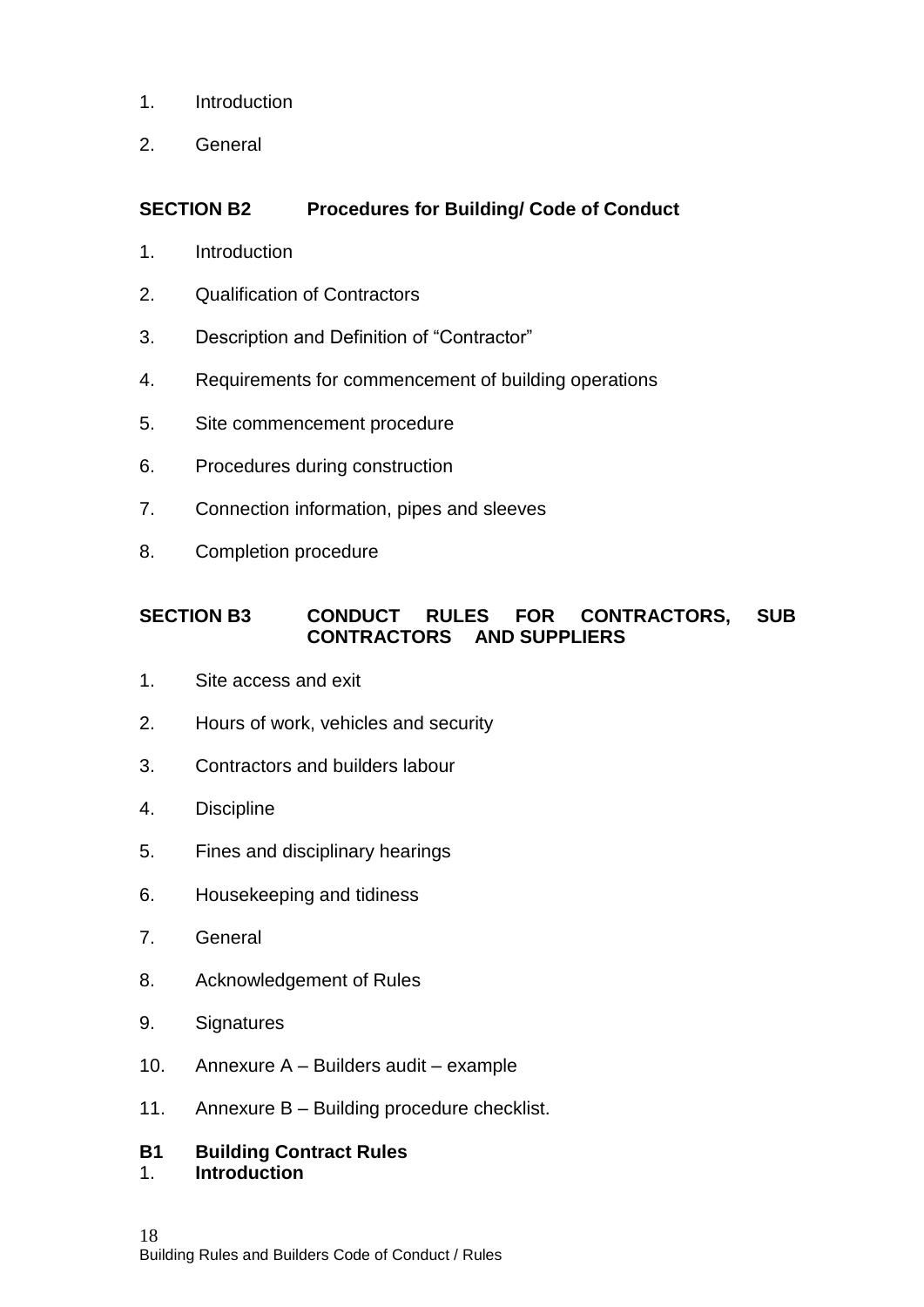1. Introduction
2. General

**SECTION B2 Procedures for Building/ Code of Conduct**

1. Introduction
2. Qualification of Contractors
3. Description and Definition of "Contractor"
4. Requirements for commencement of building operations
5. Site commencement procedure
6. Procedures during construction
7. Connection information, pipes and sleeves
8. Completion procedure

**SECTION B3 CONDUCT RULES FOR CONTRACTORS, SUB CONTRACTORS AND SUPPLIERS**

1. Site access and exit
2. Hours of work, vehicles and security
3. Contractors and builders labour
4. Discipline
5. Fines and disciplinary hearings
6. Housekeeping and tidiness
7. General
8. Acknowledgement of Rules
9. Signatures
10. Annexure A – Builders audit – example
11. Annexure B – Building procedure checklist.

## B1 Building Contract Rules

1. **Introduction**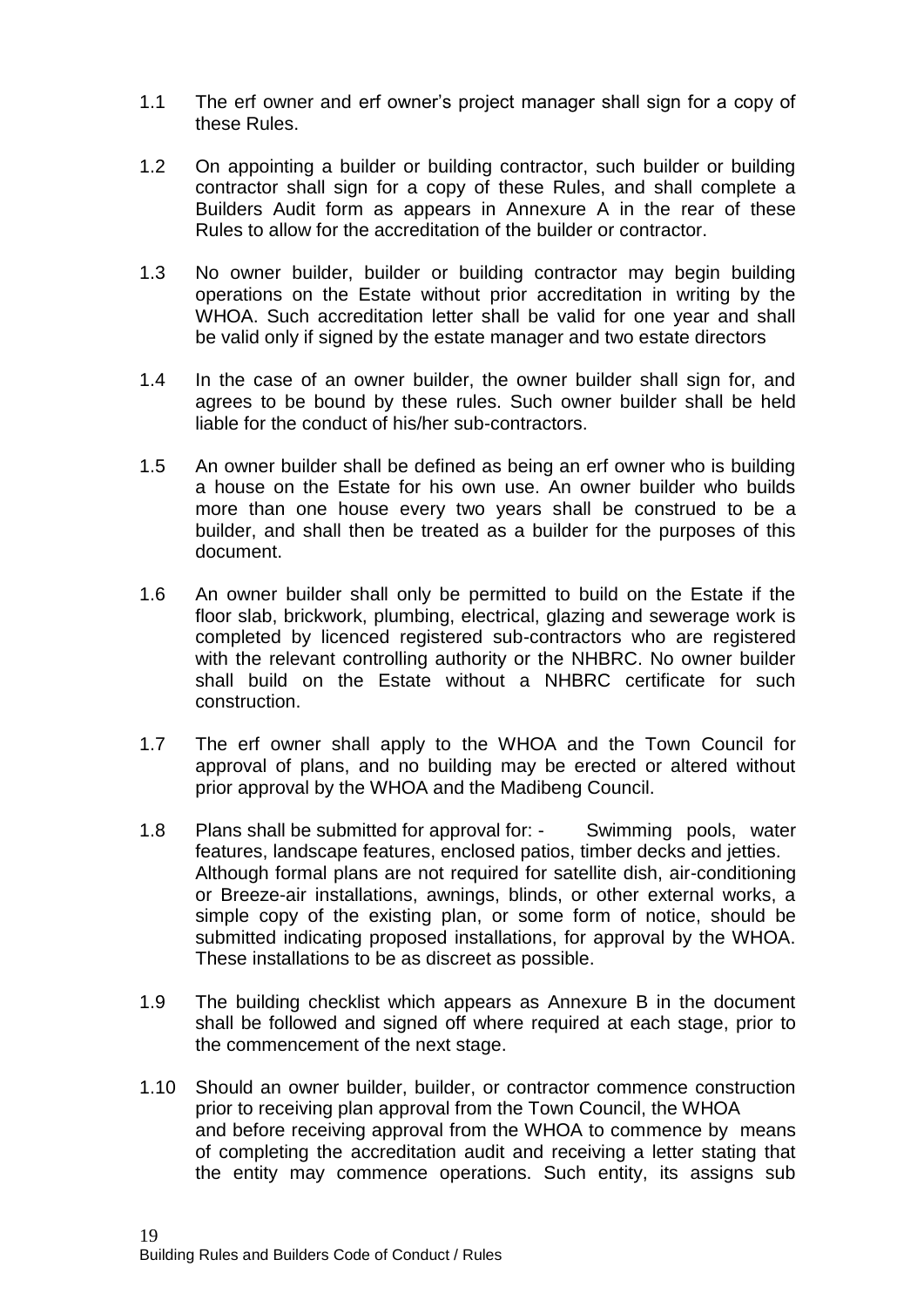1.1 The erf owner and erf owner's project manager shall sign for a copy of these Rules.

1.2 On appointing a builder or building contractor, such builder or building contractor shall sign for a copy of these Rules, and shall complete a Builders Audit form as appears in Annexure A in the rear of these Rules to allow for the accreditation of the builder or contractor.

1.3 No owner builder, builder or building contractor may begin building operations on the Estate without prior accreditation in writing by the WHOA. Such accreditation letter shall be valid for one year and shall be valid only if signed by the estate manager and two estate directors

1.4 In the case of an owner builder, the owner builder shall sign for, and agrees to be bound by these rules. Such owner builder shall be held liable for the conduct of his/her sub-contractors.

1.5 An owner builder shall be defined as being an erf owner who is building a house on the Estate for his own use. An owner builder who builds more than one house every two years shall be construed to be a builder, and shall then be treated as a builder for the purposes of this document.

1.6 An owner builder shall only be permitted to build on the Estate if the floor slab, brickwork, plumbing, electrical, glazing and sewerage work is completed by licenced registered sub-contractors who are registered with the relevant controlling authority or the NHBRC. No owner builder shall build on the Estate without a NHBRC certificate for such construction.

1.7 The erf owner shall apply to the WHOA and the Town Council for approval of plans, and no building may be erected or altered without prior approval by the WHOA and the Madibeng Council.

1.8 Plans shall be submitted for approval for: - Swimming pools, water features, landscape features, enclosed patios, timber decks and jetties. Although formal plans are not required for satellite dish, air-conditioning or Breeze-air installations, awnings, blinds, or other external works, a simple copy of the existing plan, or some form of notice, should be submitted indicating proposed installations, for approval by the WHOA. These installations to be as discreet as possible.

1.9 The building checklist which appears as Annexure B in the document shall be followed and signed off where required at each stage, prior to the commencement of the next stage.

1.10 Should an owner builder, builder, or contractor commence construction prior to receiving plan approval from the Town Council, the WHOA and before receiving approval from the WHOA to commence by means of completing the accreditation audit and receiving a letter stating that the entity may commence operations. Such entity, its assigns sub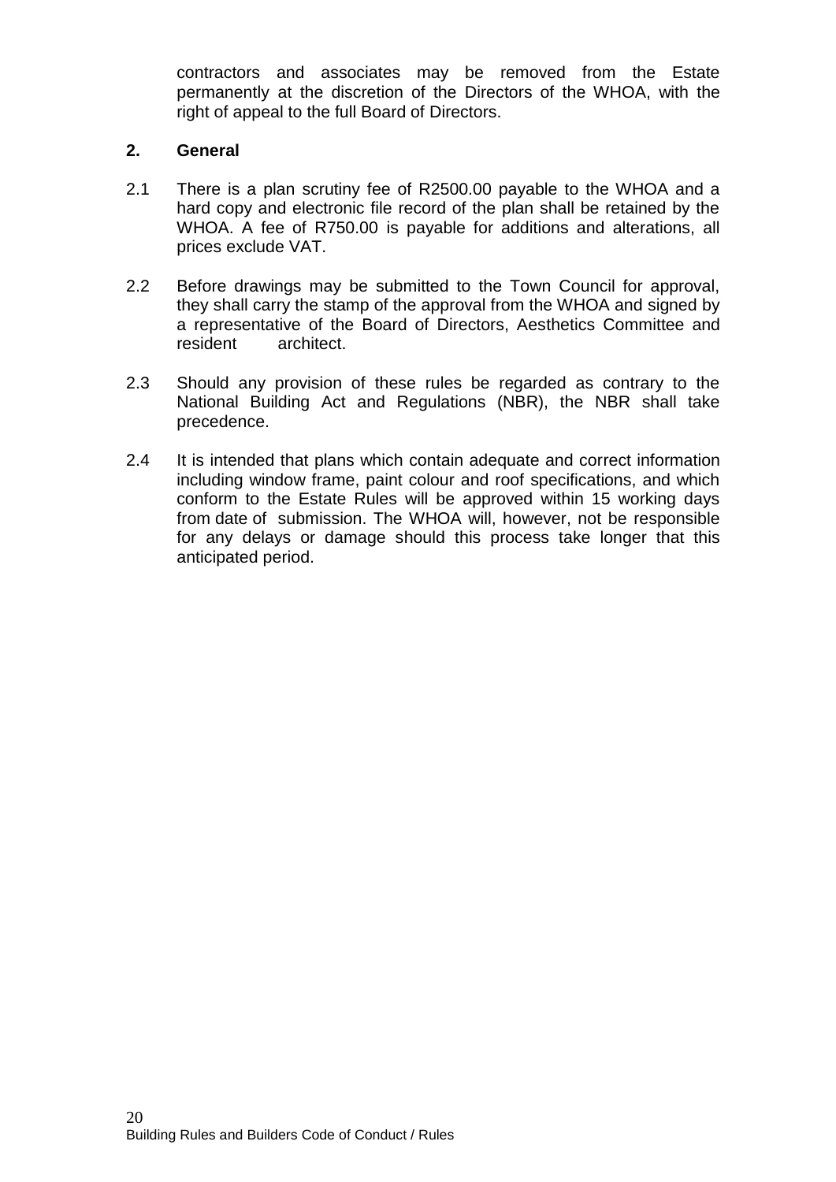contractors and associates may be removed from the Estate permanently at the discretion of the Directors of the WHOA, with the right of appeal to the full Board of Directors.

## 2. General

2.1 There is a plan scrutiny fee of R2500.00 payable to the WHOA and a hard copy and electronic file record of the plan shall be retained by the WHOA. A fee of R750.00 is payable for additions and alterations, all prices exclude VAT.

2.2 Before drawings may be submitted to the Town Council for approval, they shall carry the stamp of the approval from the WHOA and signed by a representative of the Board of Directors, Aesthetics Committee and resident architect.

2.3 Should any provision of these rules be regarded as contrary to the National Building Act and Regulations (NBR), the NBR shall take precedence.

2.4 It is intended that plans which contain adequate and correct information including window frame, paint colour and roof specifications, and which conform to the Estate Rules will be approved within 15 working days from date of submission. The WHOA will, however, not be responsible for any delays or damage should this process take longer that this anticipated period.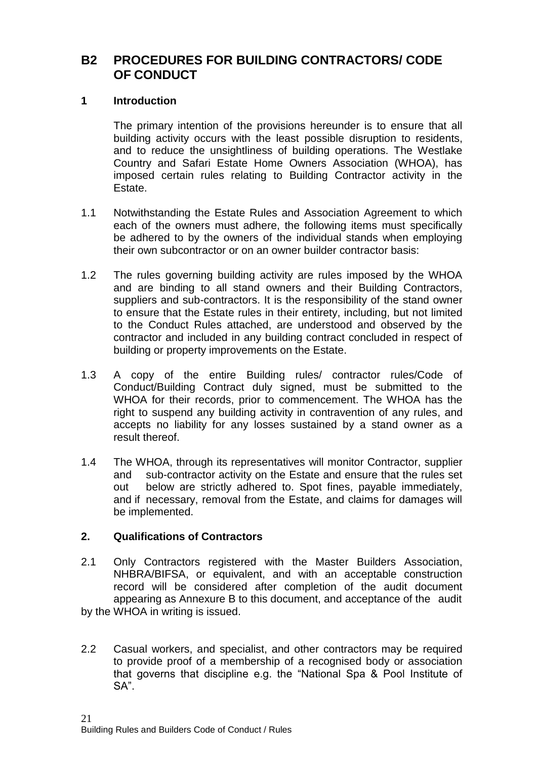## B2 PROCEDURES FOR BUILDING CONTRACTORS/ CODE OF CONDUCT

### 1 Introduction

The primary intention of the provisions hereunder is to ensure that all building activity occurs with the least possible disruption to residents, and to reduce the unsightliness of building operations. The Westlake Country and Safari Estate Home Owners Association (WHOA), has imposed certain rules relating to Building Contractor activity in the Estate.

1.1 Notwithstanding the Estate Rules and Association Agreement to which each of the owners must adhere, the following items must specifically be adhered to by the owners of the individual stands when employing their own subcontractor or on an owner builder contractor basis:

1.2 The rules governing building activity are rules imposed by the WHOA and are binding to all stand owners and their Building Contractors, suppliers and sub-contractors. It is the responsibility of the stand owner to ensure that the Estate rules in their entirety, including, but not limited to the Conduct Rules attached, are understood and observed by the contractor and included in any building contract concluded in respect of building or property improvements on the Estate.

1.3 A copy of the entire Building rules/ contractor rules/Code of Conduct/Building Contract duly signed, must be submitted to the WHOA for their records, prior to commencement. The WHOA has the right to suspend any building activity in contravention of any rules, and accepts no liability for any losses sustained by a stand owner as a result thereof.

1.4 The WHOA, through its representatives will monitor Contractor, supplier and sub-contractor activity on the Estate and ensure that the rules set out below are strictly adhered to. Spot fines, payable immediately, and if necessary, removal from the Estate, and claims for damages will be implemented.

### 2. Qualifications of Contractors

2.1 Only Contractors registered with the Master Builders Association, NHBRA/BIFSA, or equivalent, and with an acceptable construction record will be considered after completion of the audit document appearing as Annexure B to this document, and acceptance of the audit by the WHOA in writing is issued.

2.2 Casual workers, and specialist, and other contractors may be required to provide proof of a membership of a recognised body or association that governs that discipline e.g. the "National Spa & Pool Institute of SA".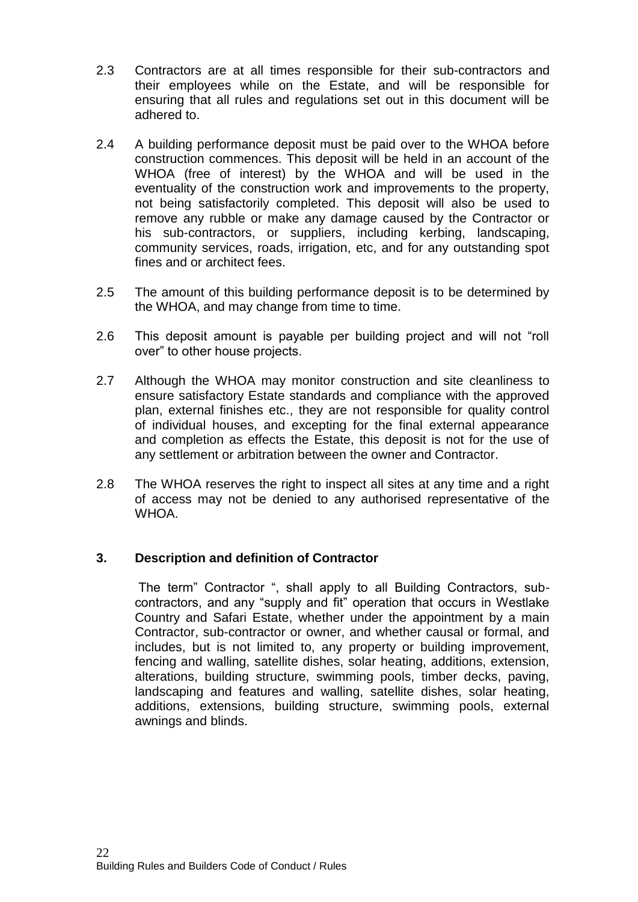2.3 Contractors are at all times responsible for their sub-contractors and their employees while on the Estate, and will be responsible for ensuring that all rules and regulations set out in this document will be adhered to.

2.4 A building performance deposit must be paid over to the WHOA before construction commences. This deposit will be held in an account of the WHOA (free of interest) by the WHOA and will be used in the eventuality of the construction work and improvements to the property, not being satisfactorily completed. This deposit will also be used to remove any rubble or make any damage caused by the Contractor or his sub-contractors, or suppliers, including kerbing, landscaping, community services, roads, irrigation, etc, and for any outstanding spot fines and or architect fees.

2.5 The amount of this building performance deposit is to be determined by the WHOA, and may change from time to time.

2.6 This deposit amount is payable per building project and will not "roll over" to other house projects.

2.7 Although the WHOA may monitor construction and site cleanliness to ensure satisfactory Estate standards and compliance with the approved plan, external finishes etc., they are not responsible for quality control of individual houses, and excepting for the final external appearance and completion as effects the Estate, this deposit is not for the use of any settlement or arbitration between the owner and Contractor.

2.8 The WHOA reserves the right to inspect all sites at any time and a right of access may not be denied to any authorised representative of the WHOA.

## 3. Description and definition of Contractor

The term" Contractor ", shall apply to all Building Contractors, sub-contractors, and any "supply and fit" operation that occurs in Westlake Country and Safari Estate, whether under the appointment by a main Contractor, sub-contractor or owner, and whether causal or formal, and includes, but is not limited to, any property or building improvement, fencing and walling, satellite dishes, solar heating, additions, extension, alterations, building structure, swimming pools, timber decks, paving, landscaping and features and walling, satellite dishes, solar heating, additions, extensions, building structure, swimming pools, external awnings and blinds.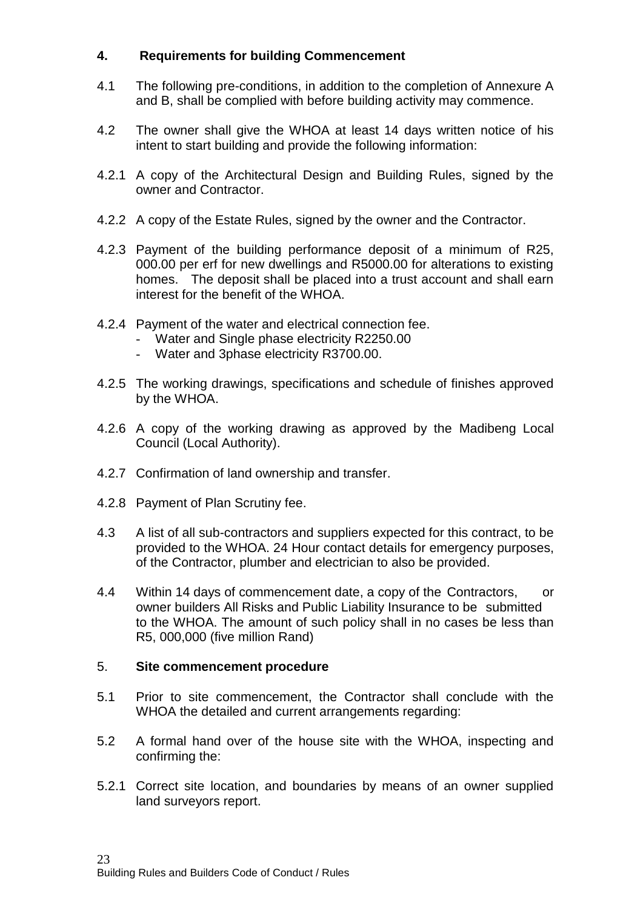## 4. Requirements for building Commencement

4.1 The following pre-conditions, in addition to the completion of Annexure A and B, shall be complied with before building activity may commence.

4.2 The owner shall give the WHOA at least 14 days written notice of his intent to start building and provide the following information:

4.2.1 A copy of the Architectural Design and Building Rules, signed by the owner and Contractor.

4.2.2 A copy of the Estate Rules, signed by the owner and the Contractor.

4.2.3 Payment of the building performance deposit of a minimum of R25, 000.00 per erf for new dwellings and R5000.00 for alterations to existing homes. The deposit shall be placed into a trust account and shall earn interest for the benefit of the WHOA.

4.2.4 Payment of the water and electrical connection fee.

- Water and Single phase electricity R2250.00
- Water and 3phase electricity R3700.00.

4.2.5 The working drawings, specifications and schedule of finishes approved by the WHOA.

4.2.6 A copy of the working drawing as approved by the Madibeng Local Council (Local Authority).

4.2.7 Confirmation of land ownership and transfer.

4.2.8 Payment of Plan Scrutiny fee.

4.3 A list of all sub-contractors and suppliers expected for this contract, to be provided to the WHOA. 24 Hour contact details for emergency purposes, of the Contractor, plumber and electrician to also be provided.

4.4 Within 14 days of commencement date, a copy of the Contractors, or owner builders All Risks and Public Liability Insurance to be submitted to the WHOA. The amount of such policy shall in no cases be less than R5, 000,000 (five million Rand)

## 5. Site commencement procedure

5.1 Prior to site commencement, the Contractor shall conclude with the WHOA the detailed and current arrangements regarding:

5.2 A formal hand over of the house site with the WHOA, inspecting and confirming the:

5.2.1 Correct site location, and boundaries by means of an owner supplied land surveyors report.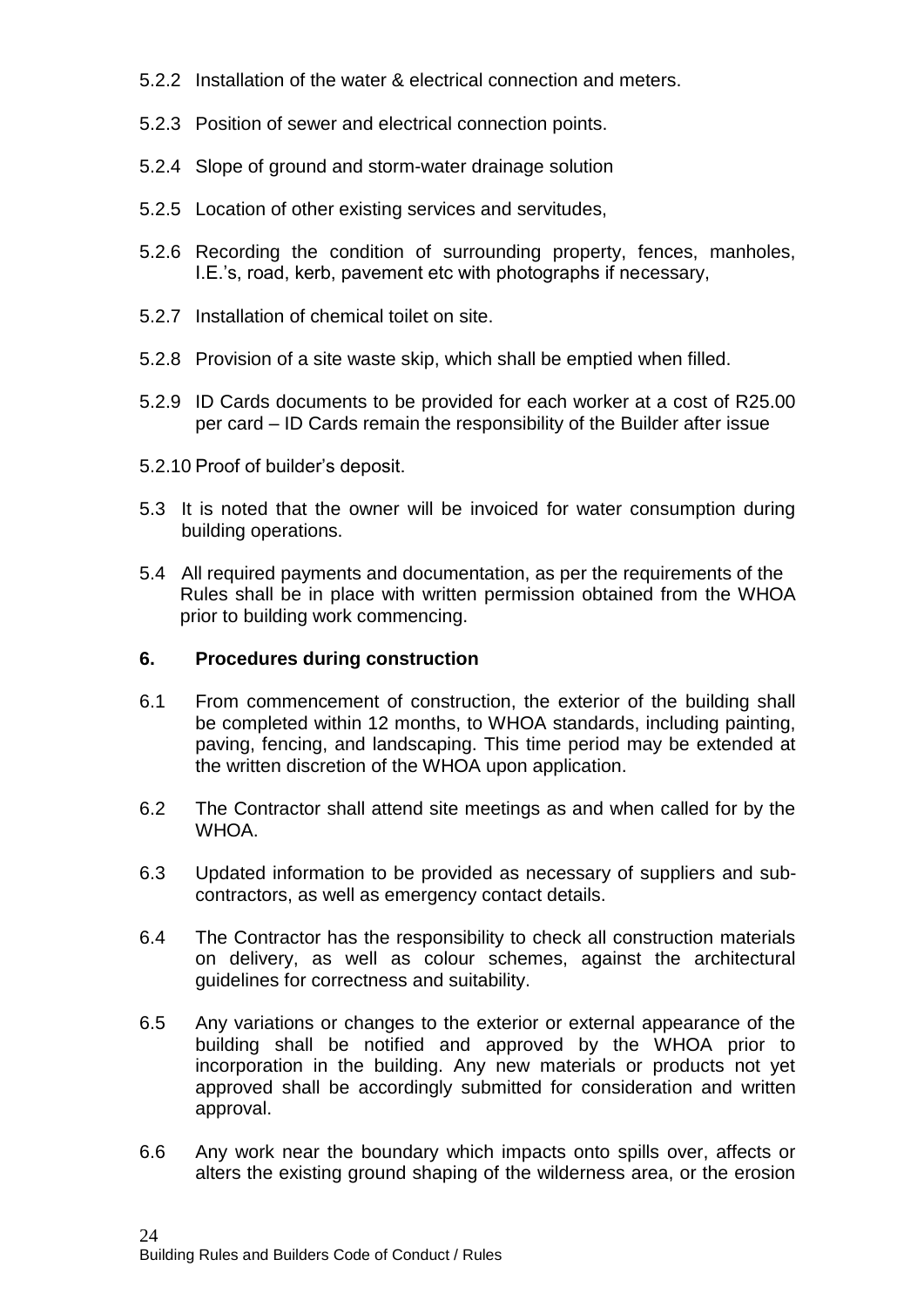5.2.2 Installation of the water & electrical connection and meters.

5.2.3 Position of sewer and electrical connection points.

5.2.4 Slope of ground and storm-water drainage solution

5.2.5 Location of other existing services and servitudes,

5.2.6 Recording the condition of surrounding property, fences, manholes, I.E.'s, road, kerb, pavement etc with photographs if necessary,

5.2.7 Installation of chemical toilet on site.

5.2.8 Provision of a site waste skip, which shall be emptied when filled.

5.2.9 ID Cards documents to be provided for each worker at a cost of R25.00 per card – ID Cards remain the responsibility of the Builder after issue

5.2.10 Proof of builder's deposit.

5.3 It is noted that the owner will be invoiced for water consumption during building operations.

5.4 All required payments and documentation, as per the requirements of the Rules shall be in place with written permission obtained from the WHOA prior to building work commencing.

## 6. Procedures during construction

6.1 From commencement of construction, the exterior of the building shall be completed within 12 months, to WHOA standards, including painting, paving, fencing, and landscaping. This time period may be extended at the written discretion of the WHOA upon application.

6.2 The Contractor shall attend site meetings as and when called for by the WHOA.

6.3 Updated information to be provided as necessary of suppliers and sub-contractors, as well as emergency contact details.

6.4 The Contractor has the responsibility to check all construction materials on delivery, as well as colour schemes, against the architectural guidelines for correctness and suitability.

6.5 Any variations or changes to the exterior or external appearance of the building shall be notified and approved by the WHOA prior to incorporation in the building. Any new materials or products not yet approved shall be accordingly submitted for consideration and written approval.

6.6 Any work near the boundary which impacts onto spills over, affects or alters the existing ground shaping of the wilderness area, or the erosion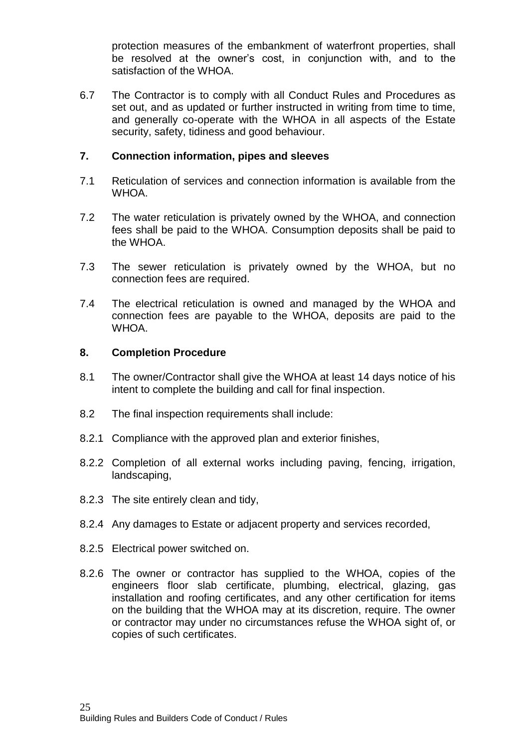protection measures of the embankment of waterfront properties, shall be resolved at the owner's cost, in conjunction with, and to the satisfaction of the WHOA.

6.7 The Contractor is to comply with all Conduct Rules and Procedures as set out, and as updated or further instructed in writing from time to time, and generally co-operate with the WHOA in all aspects of the Estate security, safety, tidiness and good behaviour.

## 7. Connection information, pipes and sleeves

7.1 Reticulation of services and connection information is available from the WHOA.

7.2 The water reticulation is privately owned by the WHOA, and connection fees shall be paid to the WHOA. Consumption deposits shall be paid to the WHOA.

7.3 The sewer reticulation is privately owned by the WHOA, but no connection fees are required.

7.4 The electrical reticulation is owned and managed by the WHOA and connection fees are payable to the WHOA, deposits are paid to the WHOA.

## 8. Completion Procedure

8.1 The owner/Contractor shall give the WHOA at least 14 days notice of his intent to complete the building and call for final inspection.

8.2 The final inspection requirements shall include:

8.2.1 Compliance with the approved plan and exterior finishes,

8.2.2 Completion of all external works including paving, fencing, irrigation, landscaping,

8.2.3 The site entirely clean and tidy,

8.2.4 Any damages to Estate or adjacent property and services recorded,

8.2.5 Electrical power switched on.

8.2.6 The owner or contractor has supplied to the WHOA, copies of the engineers floor slab certificate, plumbing, electrical, glazing, gas installation and roofing certificates, and any other certification for items on the building that the WHOA may at its discretion, require. The owner or contractor may under no circumstances refuse the WHOA sight of, or copies of such certificates.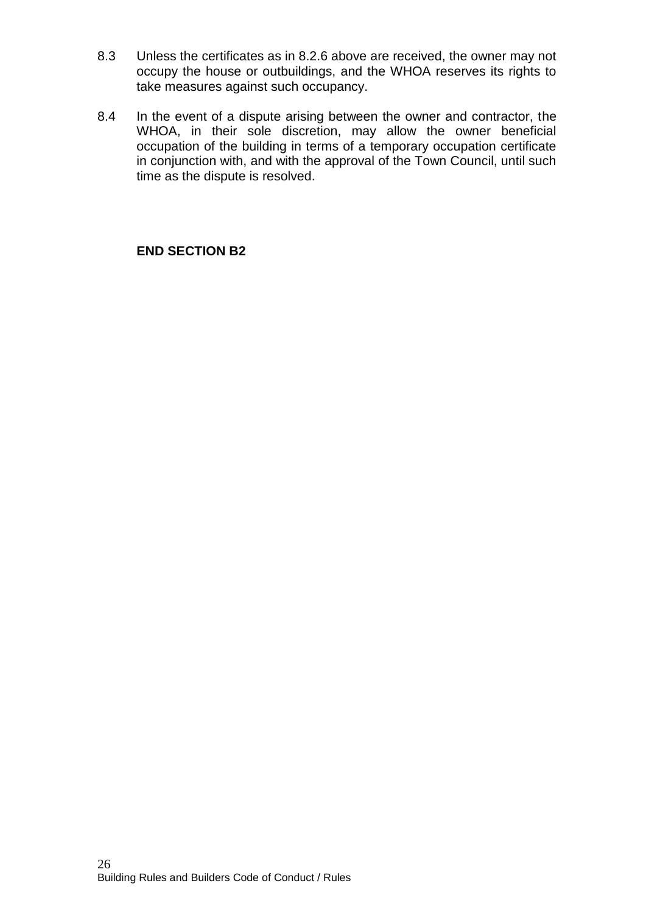8.3 Unless the certificates as in 8.2.6 above are received, the owner may not occupy the house or outbuildings, and the WHOA reserves its rights to take measures against such occupancy.

8.4 In the event of a dispute arising between the owner and contractor, the WHOA, in their sole discretion, may allow the owner beneficial occupation of the building in terms of a temporary occupation certificate in conjunction with, and with the approval of the Town Council, until such time as the dispute is resolved.

**END SECTION B2**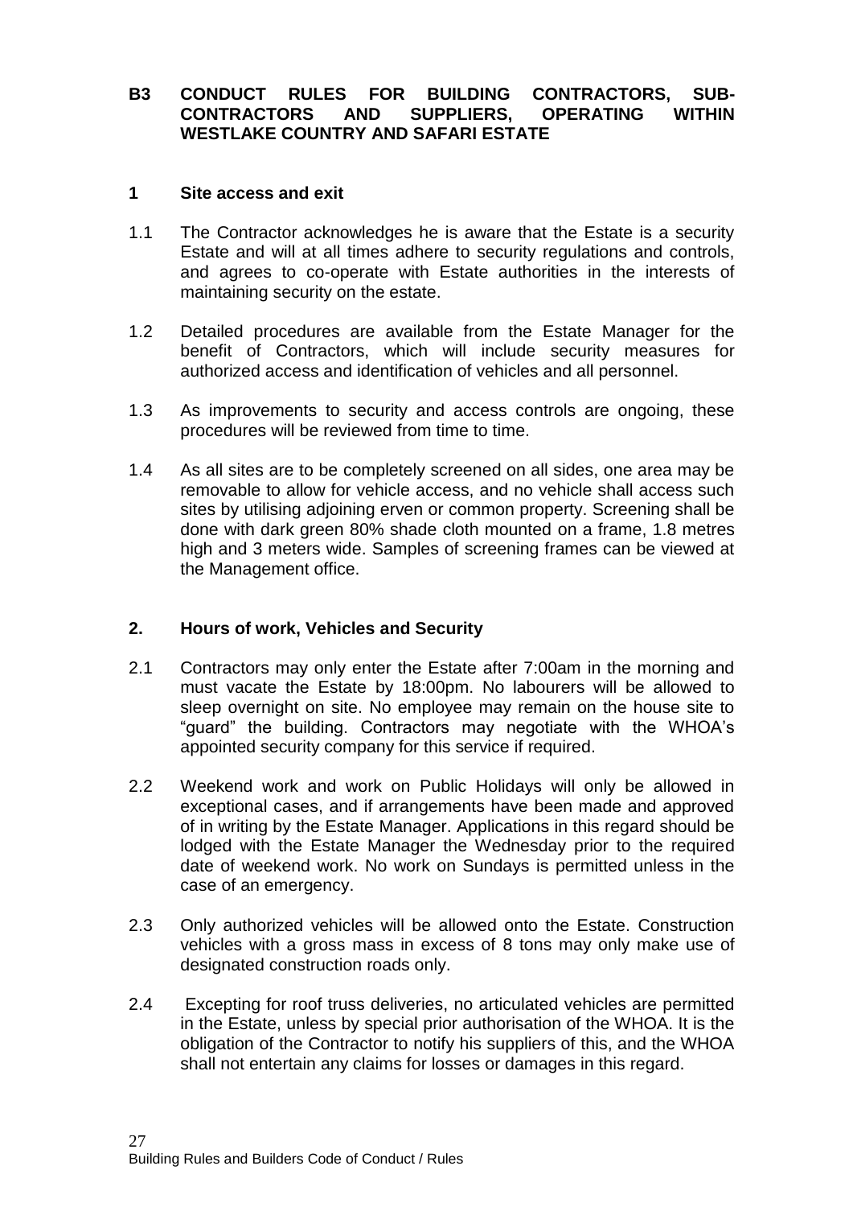## B3 CONDUCT RULES FOR BUILDING CONTRACTORS, SUB-CONTRACTORS AND SUPPLIERS, OPERATING WITHIN WESTLAKE COUNTRY AND SAFARI ESTATE

### 1 Site access and exit

1.1 The Contractor acknowledges he is aware that the Estate is a security Estate and will at all times adhere to security regulations and controls, and agrees to co-operate with Estate authorities in the interests of maintaining security on the estate.

1.2 Detailed procedures are available from the Estate Manager for the benefit of Contractors, which will include security measures for authorized access and identification of vehicles and all personnel.

1.3 As improvements to security and access controls are ongoing, these procedures will be reviewed from time to time.

1.4 As all sites are to be completely screened on all sides, one area may be removable to allow for vehicle access, and no vehicle shall access such sites by utilising adjoining erven or common property. Screening shall be done with dark green 80% shade cloth mounted on a frame, 1.8 metres high and 3 meters wide. Samples of screening frames can be viewed at the Management office.

### 2. Hours of work, Vehicles and Security

2.1 Contractors may only enter the Estate after 7:00am in the morning and must vacate the Estate by 18:00pm. No labourers will be allowed to sleep overnight on site. No employee may remain on the house site to "guard" the building. Contractors may negotiate with the WHOA's appointed security company for this service if required.

2.2 Weekend work and work on Public Holidays will only be allowed in exceptional cases, and if arrangements have been made and approved of in writing by the Estate Manager. Applications in this regard should be lodged with the Estate Manager the Wednesday prior to the required date of weekend work. No work on Sundays is permitted unless in the case of an emergency.

2.3 Only authorized vehicles will be allowed onto the Estate. Construction vehicles with a gross mass in excess of 8 tons may only make use of designated construction roads only.

2.4 Excepting for roof truss deliveries, no articulated vehicles are permitted in the Estate, unless by special prior authorisation of the WHOA. It is the obligation of the Contractor to notify his suppliers of this, and the WHOA shall not entertain any claims for losses or damages in this regard.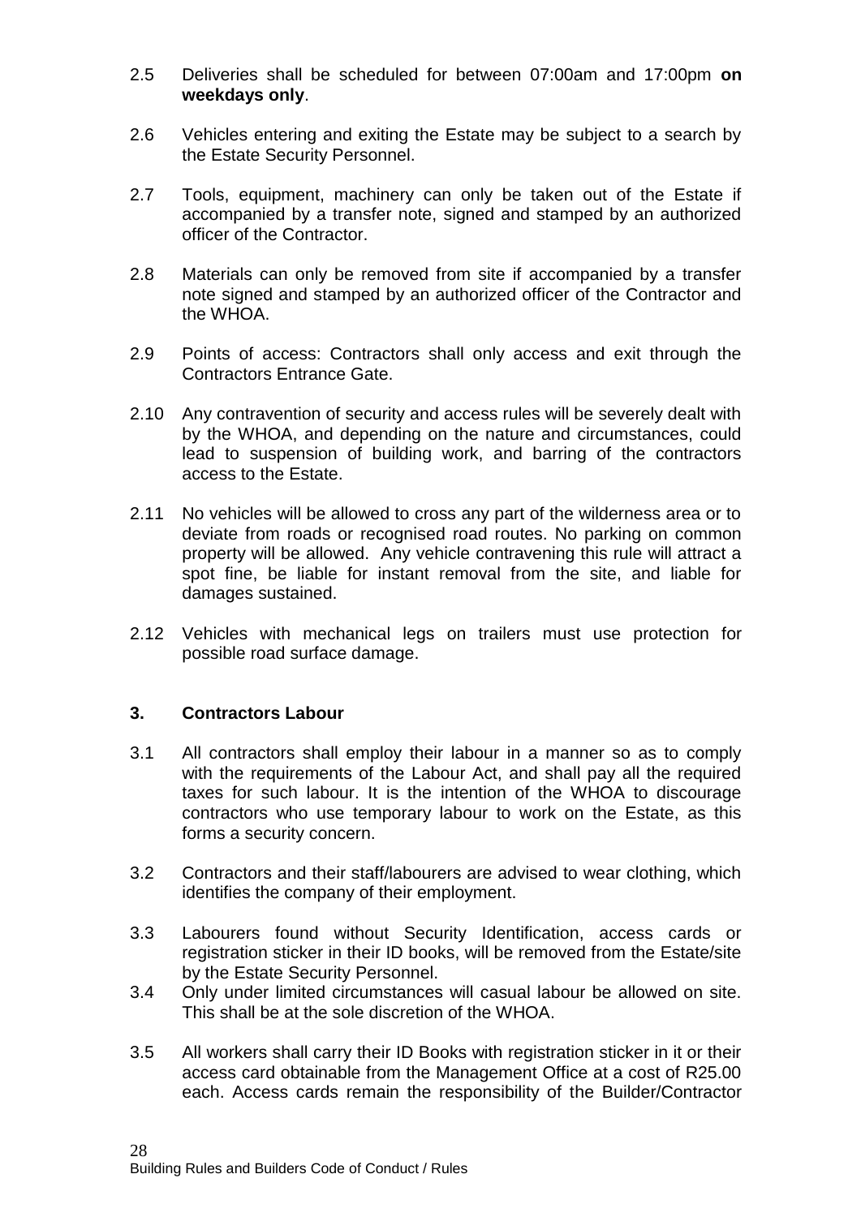2.5 Deliveries shall be scheduled for between 07:00am and 17:00pm **on weekdays only**.

2.6 Vehicles entering and exiting the Estate may be subject to a search by the Estate Security Personnel.

2.7 Tools, equipment, machinery can only be taken out of the Estate if accompanied by a transfer note, signed and stamped by an authorized officer of the Contractor.

2.8 Materials can only be removed from site if accompanied by a transfer note signed and stamped by an authorized officer of the Contractor and the WHOA.

2.9 Points of access: Contractors shall only access and exit through the Contractors Entrance Gate.

2.10 Any contravention of security and access rules will be severely dealt with by the WHOA, and depending on the nature and circumstances, could lead to suspension of building work, and barring of the contractors access to the Estate.

2.11 No vehicles will be allowed to cross any part of the wilderness area or to deviate from roads or recognised road routes. No parking on common property will be allowed. Any vehicle contravening this rule will attract a spot fine, be liable for instant removal from the site, and liable for damages sustained.

2.12 Vehicles with mechanical legs on trailers must use protection for possible road surface damage.

## 3. Contractors Labour

3.1 All contractors shall employ their labour in a manner so as to comply with the requirements of the Labour Act, and shall pay all the required taxes for such labour. It is the intention of the WHOA to discourage contractors who use temporary labour to work on the Estate, as this forms a security concern.

3.2 Contractors and their staff/labourers are advised to wear clothing, which identifies the company of their employment.

3.3 Labourers found without Security Identification, access cards or registration sticker in their ID books, will be removed from the Estate/site by the Estate Security Personnel.

3.4 Only under limited circumstances will casual labour be allowed on site. This shall be at the sole discretion of the WHOA.

3.5 All workers shall carry their ID Books with registration sticker in it or their access card obtainable from the Management Office at a cost of R25.00 each. Access cards remain the responsibility of the Builder/Contractor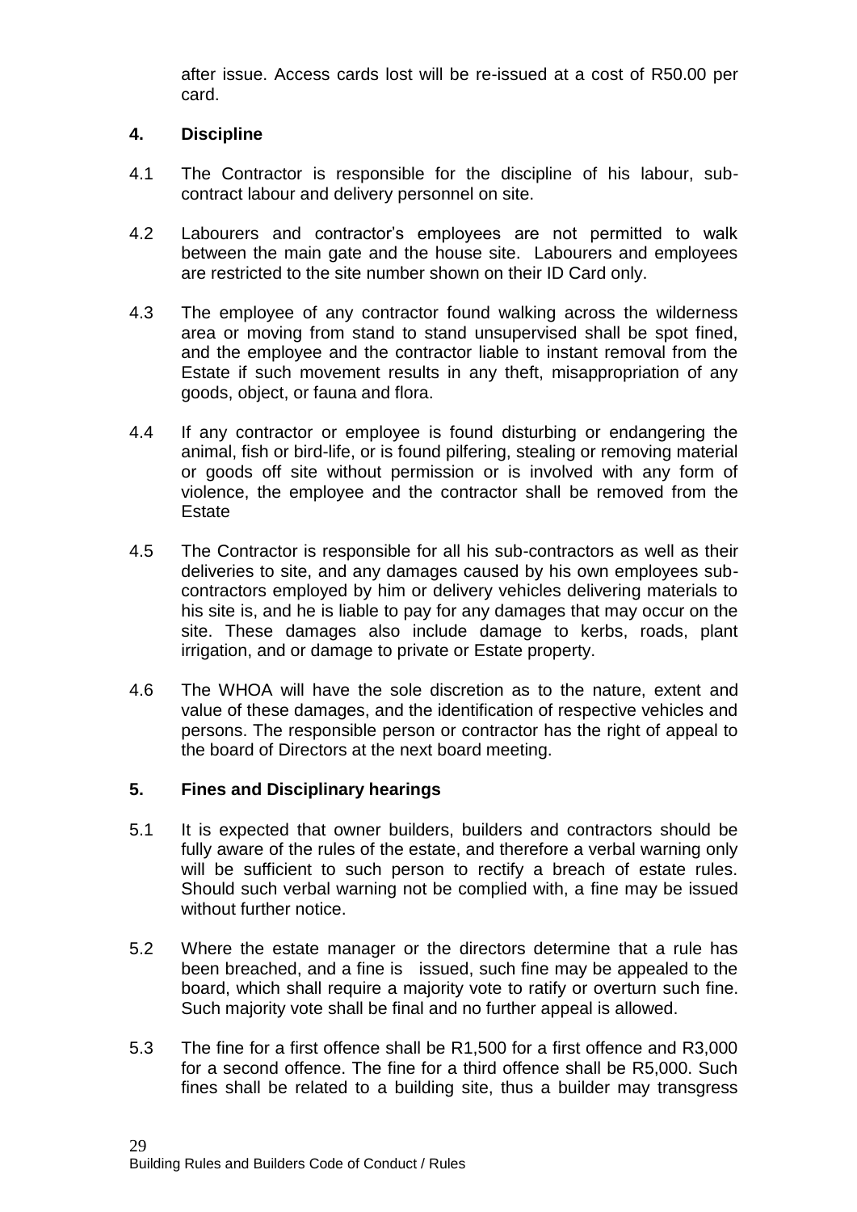after issue. Access cards lost will be re-issued at a cost of R50.00 per card.

## 4. Discipline

4.1 The Contractor is responsible for the discipline of his labour, sub-contract labour and delivery personnel on site.

4.2 Labourers and contractor's employees are not permitted to walk between the main gate and the house site. Labourers and employees are restricted to the site number shown on their ID Card only.

4.3 The employee of any contractor found walking across the wilderness area or moving from stand to stand unsupervised shall be spot fined, and the employee and the contractor liable to instant removal from the Estate if such movement results in any theft, misappropriation of any goods, object, or fauna and flora.

4.4 If any contractor or employee is found disturbing or endangering the animal, fish or bird-life, or is found pilfering, stealing or removing material or goods off site without permission or is involved with any form of violence, the employee and the contractor shall be removed from the Estate

4.5 The Contractor is responsible for all his sub-contractors as well as their deliveries to site, and any damages caused by his own employees sub-contractors employed by him or delivery vehicles delivering materials to his site is, and he is liable to pay for any damages that may occur on the site. These damages also include damage to kerbs, roads, plant irrigation, and or damage to private or Estate property.

4.6 The WHOA will have the sole discretion as to the nature, extent and value of these damages, and the identification of respective vehicles and persons. The responsible person or contractor has the right of appeal to the board of Directors at the next board meeting.

## 5. Fines and Disciplinary hearings

5.1 It is expected that owner builders, builders and contractors should be fully aware of the rules of the estate, and therefore a verbal warning only will be sufficient to such person to rectify a breach of estate rules. Should such verbal warning not be complied with, a fine may be issued without further notice.

5.2 Where the estate manager or the directors determine that a rule has been breached, and a fine is issued, such fine may be appealed to the board, which shall require a majority vote to ratify or overturn such fine. Such majority vote shall be final and no further appeal is allowed.

5.3 The fine for a first offence shall be R1,500 for a first offence and R3,000 for a second offence. The fine for a third offence shall be R5,000. Such fines shall be related to a building site, thus a builder may transgress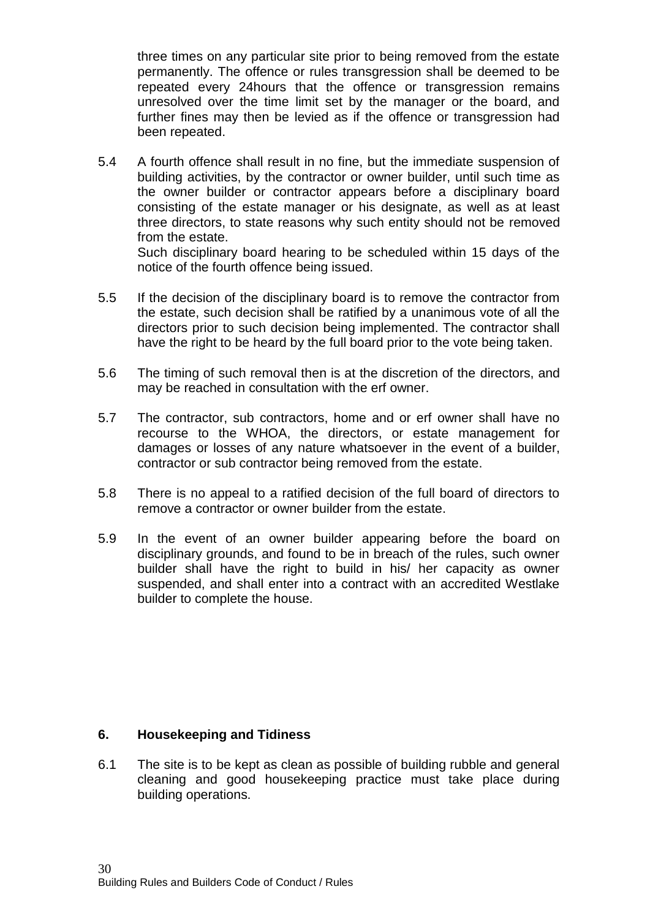three times on any particular site prior to being removed from the estate permanently. The offence or rules transgression shall be deemed to be repeated every 24hours that the offence or transgression remains unresolved over the time limit set by the manager or the board, and further fines may then be levied as if the offence or transgression had been repeated.

5.4 A fourth offence shall result in no fine, but the immediate suspension of building activities, by the contractor or owner builder, until such time as the owner builder or contractor appears before a disciplinary board consisting of the estate manager or his designate, as well as at least three directors, to state reasons why such entity should not be removed from the estate.
Such disciplinary board hearing to be scheduled within 15 days of the notice of the fourth offence being issued.

5.5 If the decision of the disciplinary board is to remove the contractor from the estate, such decision shall be ratified by a unanimous vote of all the directors prior to such decision being implemented. The contractor shall have the right to be heard by the full board prior to the vote being taken.

5.6 The timing of such removal then is at the discretion of the directors, and may be reached in consultation with the erf owner.

5.7 The contractor, sub contractors, home and or erf owner shall have no recourse to the WHOA, the directors, or estate management for damages or losses of any nature whatsoever in the event of a builder, contractor or sub contractor being removed from the estate.

5.8 There is no appeal to a ratified decision of the full board of directors to remove a contractor or owner builder from the estate.

5.9 In the event of an owner builder appearing before the board on disciplinary grounds, and found to be in breach of the rules, such owner builder shall have the right to build in his/ her capacity as owner suspended, and shall enter into a contract with an accredited Westlake builder to complete the house.

## 6. Housekeeping and Tidiness

6.1 The site is to be kept as clean as possible of building rubble and general cleaning and good housekeeping practice must take place during building operations.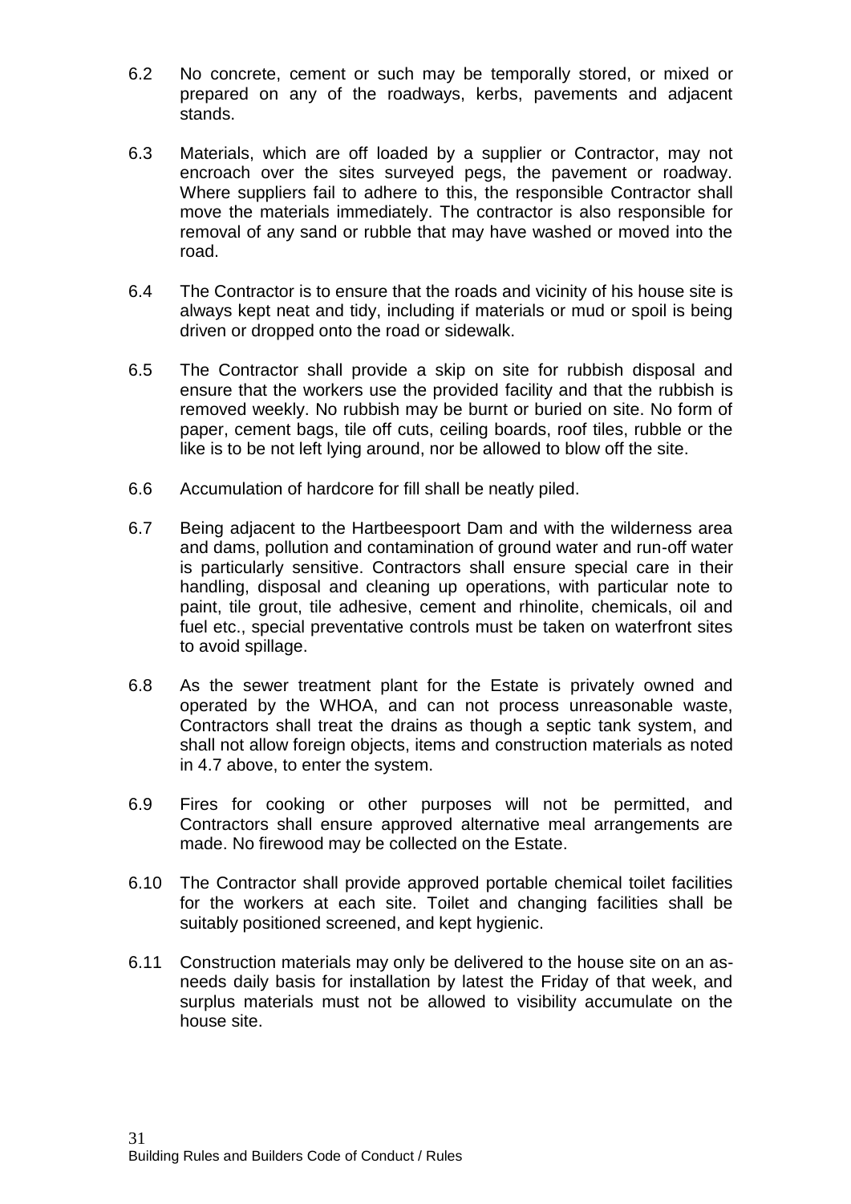6.2 No concrete, cement or such may be temporally stored, or mixed or prepared on any of the roadways, kerbs, pavements and adjacent stands.

6.3 Materials, which are off loaded by a supplier or Contractor, may not encroach over the sites surveyed pegs, the pavement or roadway. Where suppliers fail to adhere to this, the responsible Contractor shall move the materials immediately. The contractor is also responsible for removal of any sand or rubble that may have washed or moved into the road.

6.4 The Contractor is to ensure that the roads and vicinity of his house site is always kept neat and tidy, including if materials or mud or spoil is being driven or dropped onto the road or sidewalk.

6.5 The Contractor shall provide a skip on site for rubbish disposal and ensure that the workers use the provided facility and that the rubbish is removed weekly. No rubbish may be burnt or buried on site. No form of paper, cement bags, tile off cuts, ceiling boards, roof tiles, rubble or the like is to be not left lying around, nor be allowed to blow off the site.

6.6 Accumulation of hardcore for fill shall be neatly piled.

6.7 Being adjacent to the Hartbeespoort Dam and with the wilderness area and dams, pollution and contamination of ground water and run-off water is particularly sensitive. Contractors shall ensure special care in their handling, disposal and cleaning up operations, with particular note to paint, tile grout, tile adhesive, cement and rhinolite, chemicals, oil and fuel etc., special preventative controls must be taken on waterfront sites to avoid spillage.

6.8 As the sewer treatment plant for the Estate is privately owned and operated by the WHOA, and can not process unreasonable waste, Contractors shall treat the drains as though a septic tank system, and shall not allow foreign objects, items and construction materials as noted in 4.7 above, to enter the system.

6.9 Fires for cooking or other purposes will not be permitted, and Contractors shall ensure approved alternative meal arrangements are made. No firewood may be collected on the Estate.

6.10 The Contractor shall provide approved portable chemical toilet facilities for the workers at each site. Toilet and changing facilities shall be suitably positioned screened, and kept hygienic.

6.11 Construction materials may only be delivered to the house site on an as-needs daily basis for installation by latest the Friday of that week, and surplus materials must not be allowed to visibility accumulate on the house site.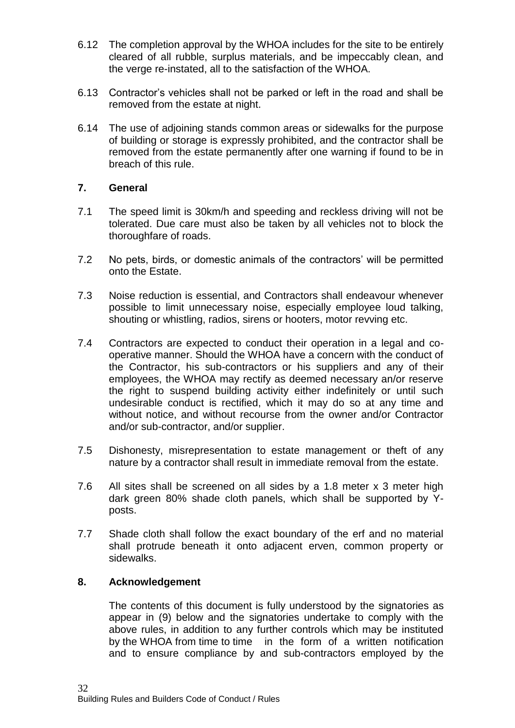6.12 The completion approval by the WHOA includes for the site to be entirely cleared of all rubble, surplus materials, and be impeccably clean, and the verge re-instated, all to the satisfaction of the WHOA.

6.13 Contractor's vehicles shall not be parked or left in the road and shall be removed from the estate at night.

6.14 The use of adjoining stands common areas or sidewalks for the purpose of building or storage is expressly prohibited, and the contractor shall be removed from the estate permanently after one warning if found to be in breach of this rule.

## 7. General

7.1 The speed limit is 30km/h and speeding and reckless driving will not be tolerated. Due care must also be taken by all vehicles not to block the thoroughfare of roads.

7.2 No pets, birds, or domestic animals of the contractors' will be permitted onto the Estate.

7.3 Noise reduction is essential, and Contractors shall endeavour whenever possible to limit unnecessary noise, especially employee loud talking, shouting or whistling, radios, sirens or hooters, motor revving etc.

7.4 Contractors are expected to conduct their operation in a legal and co-operative manner. Should the WHOA have a concern with the conduct of the Contractor, his sub-contractors or his suppliers and any of their employees, the WHOA may rectify as deemed necessary an/or reserve the right to suspend building activity either indefinitely or until such undesirable conduct is rectified, which it may do so at any time and without notice, and without recourse from the owner and/or Contractor and/or sub-contractor, and/or supplier.

7.5 Dishonesty, misrepresentation to estate management or theft of any nature by a contractor shall result in immediate removal from the estate.

7.6 All sites shall be screened on all sides by a 1.8 meter x 3 meter high dark green 80% shade cloth panels, which shall be supported by Y-posts.

7.7 Shade cloth shall follow the exact boundary of the erf and no material shall protrude beneath it onto adjacent erven, common property or sidewalks.

## 8. Acknowledgement

The contents of this document is fully understood by the signatories as appear in (9) below and the signatories undertake to comply with the above rules, in addition to any further controls which may be instituted by the WHOA from time to time in the form of a written notification and to ensure compliance by and sub-contractors employed by the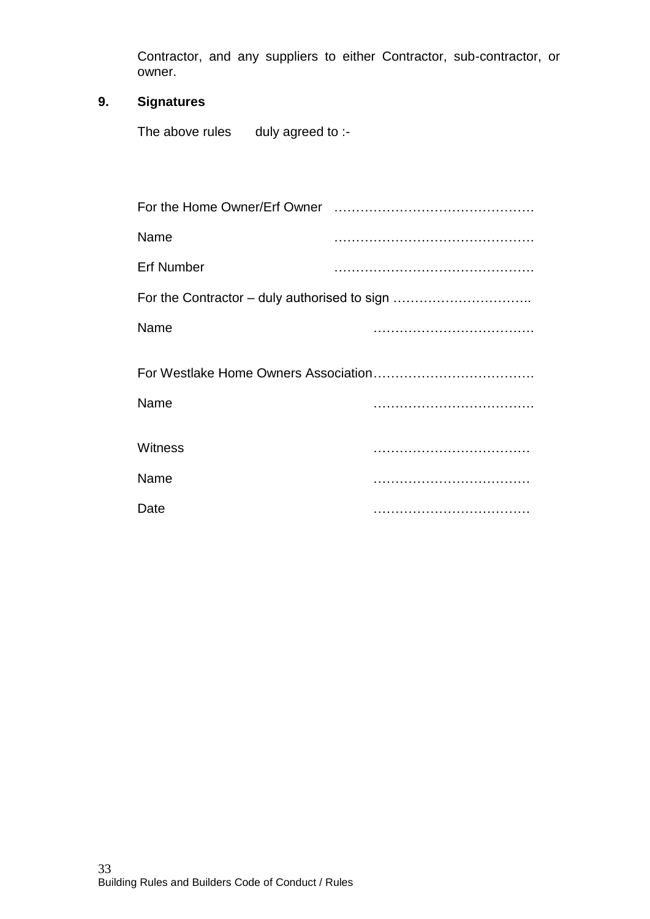Contractor, and any suppliers to either Contractor, sub-contractor, or owner.

## 9. Signatures

The above rules duly agreed to :-

For the Home Owner/Erf Owner ……………………………………….

Name ……………………………………….

Erf Number ……………………………………….

For the Contractor – duly authorised to sign …………………………..

Name ……………………………….

For Westlake Home Owners Association……………………………….

Name ……………………………….

Witness ………………………………

Name ………………………………

Date ………………………………